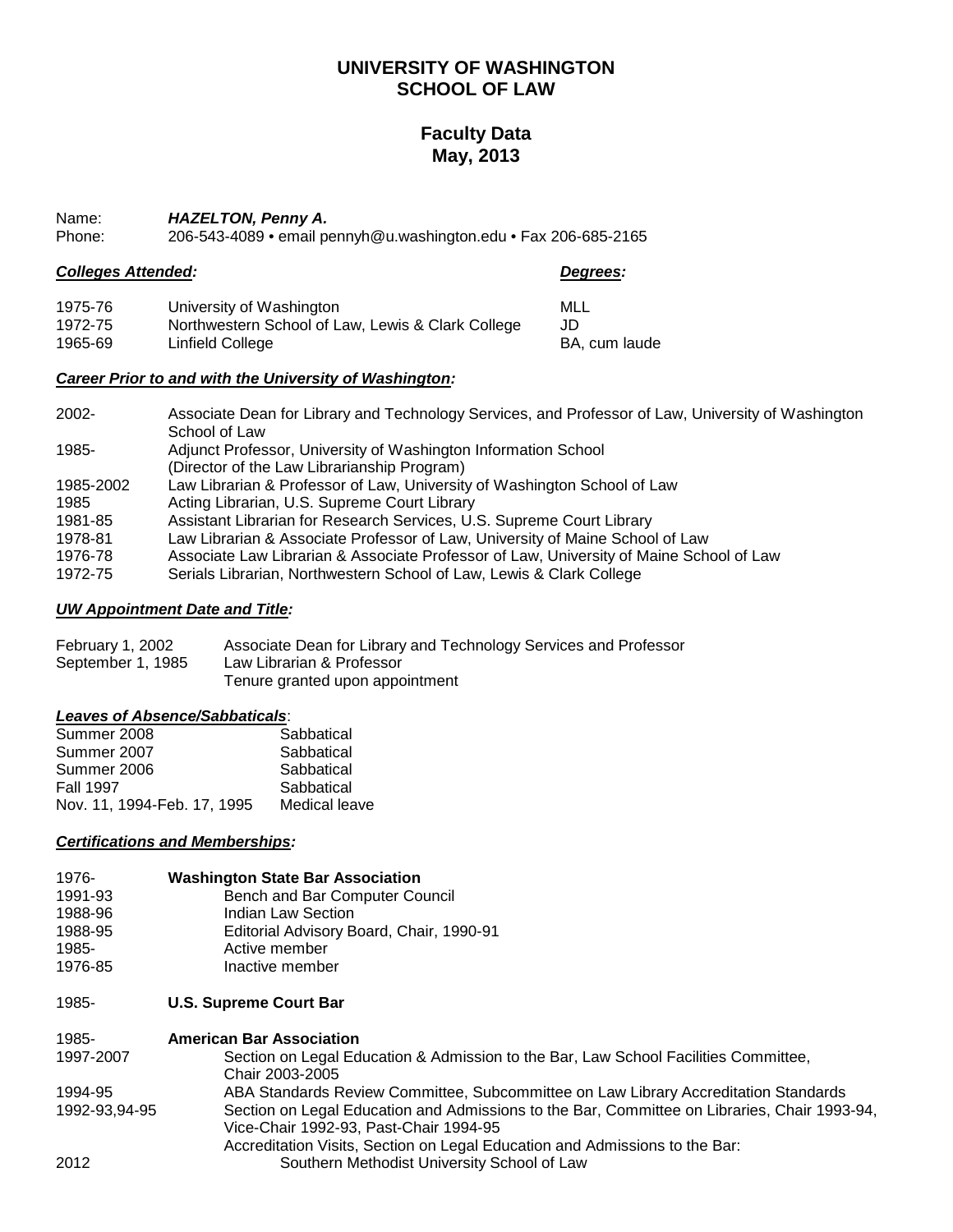# UNIVERSITY OF WASHINGTON
# SCHOOL OF LAW

## Faculty Data
## May, 2013

Name: ***HAZELTON, Penny A.***
Phone: 206-543-4089 • email pennyh@u.washington.edu • Fax 206-685-2165

***Colleges Attended:*** | ***Degrees:***

| | | |
|---|---|---|
| 1975-76 | University of Washington | MLL |
| 1972-75 | Northwestern School of Law, Lewis & Clark College | JD |
| 1965-69 | Linfield College | BA, cum laude |

***Career Prior to and with the University of Washington:***

| | |
|---|---|
| 2002- | Associate Dean for Library and Technology Services, and Professor of Law, University of Washington School of Law |
| 1985- | Adjunct Professor, University of Washington Information School (Director of the Law Librarianship Program) |
| 1985-2002 | Law Librarian & Professor of Law, University of Washington School of Law |
| 1985 | Acting Librarian, U.S. Supreme Court Library |
| 1981-85 | Assistant Librarian for Research Services, U.S. Supreme Court Library |
| 1978-81 | Law Librarian & Associate Professor of Law, University of Maine School of Law |
| 1976-78 | Associate Law Librarian & Associate Professor of Law, University of Maine School of Law |
| 1972-75 | Serials Librarian, Northwestern School of Law, Lewis & Clark College |

***UW Appointment Date and Title:***

| | |
|---|---|
| February 1, 2002 | Associate Dean for Library and Technology Services and Professor |
| September 1, 1985 | Law Librarian & Professor<br>Tenure granted upon appointment |

***Leaves of Absence/Sabbaticals***:

| | |
|---|---|
| Summer 2008 | Sabbatical |
| Summer 2007 | Sabbatical |
| Summer 2006 | Sabbatical |
| Fall 1997 | Sabbatical |
| Nov. 11, 1994-Feb. 17, 1995 | Medical leave |

***Certifications and Memberships:***

| | |
|---|---|
| 1976- | **Washington State Bar Association** |
| 1991-93 | Bench and Bar Computer Council |
| 1988-96 | Indian Law Section |
| 1988-95 | Editorial Advisory Board, Chair, 1990-91 |
| 1985- | Active member |
| 1976-85 | Inactive member |

| | |
|---|---|
| 1985- | **U.S. Supreme Court Bar** |

| | |
|---|---|
| 1985- | **American Bar Association** |
| 1997-2007 | Section on Legal Education & Admission to the Bar, Law School Facilities Committee, Chair 2003-2005 |
| 1994-95 | ABA Standards Review Committee, Subcommittee on Law Library Accreditation Standards |
| 1992-93,94-95 | Section on Legal Education and Admissions to the Bar, Committee on Libraries, Chair 1993-94, Vice-Chair 1992-93, Past-Chair 1994-95 |
| | Accreditation Visits, Section on Legal Education and Admissions to the Bar: |
| 2012 | Southern Methodist University School of Law |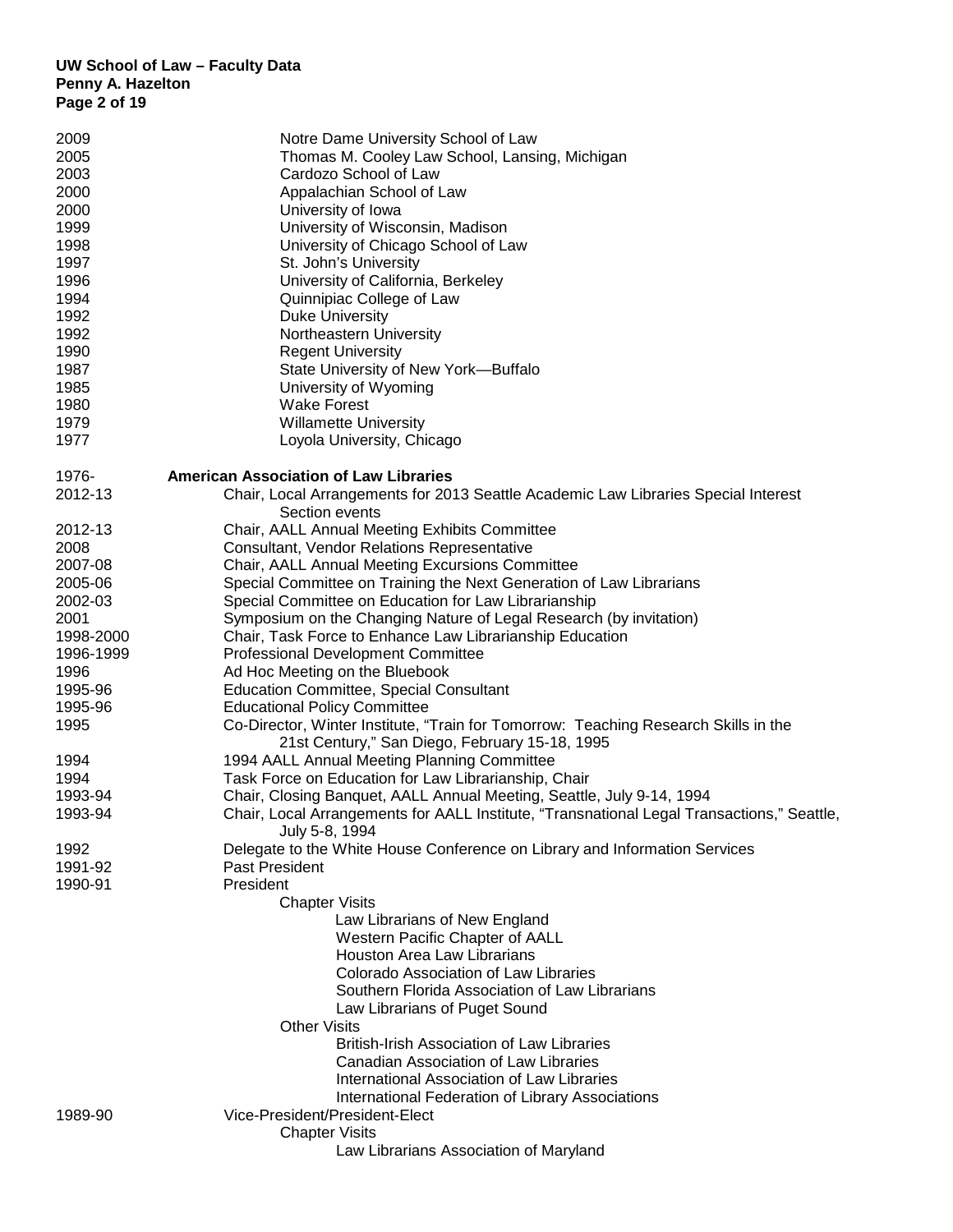2009 Notre Dame University School of Law
2005 Thomas M. Cooley Law School, Lansing, Michigan
2003 Cardozo School of Law
2000 Appalachian School of Law
2000 University of Iowa
1999 University of Wisconsin, Madison
1998 University of Chicago School of Law
1997 St. John's University
1996 University of California, Berkeley
1994 Quinnipiac College of Law
1992 Duke University
1992 Northeastern University
1990 Regent University
1987 State University of New York—Buffalo
1985 University of Wyoming
1980 Wake Forest
1979 Willamette University
1977 Loyola University, Chicago

1976- **American Association of Law Libraries**

2012-13 Chair, Local Arrangements for 2013 Seattle Academic Law Libraries Special Interest Section events
2012-13 Chair, AALL Annual Meeting Exhibits Committee
2008 Consultant, Vendor Relations Representative
2007-08 Chair, AALL Annual Meeting Excursions Committee
2005-06 Special Committee on Training the Next Generation of Law Librarians
2002-03 Special Committee on Education for Law Librarianship
2001 Symposium on the Changing Nature of Legal Research (by invitation)
1998-2000 Chair, Task Force to Enhance Law Librarianship Education
1996-1999 Professional Development Committee
1996 Ad Hoc Meeting on the Bluebook
1995-96 Education Committee, Special Consultant
1995-96 Educational Policy Committee
1995 Co-Director, Winter Institute, "Train for Tomorrow: Teaching Research Skills in the 21st Century," San Diego, February 15-18, 1995
1994 1994 AALL Annual Meeting Planning Committee
1994 Task Force on Education for Law Librarianship, Chair
1993-94 Chair, Closing Banquet, AALL Annual Meeting, Seattle, July 9-14, 1994
1993-94 Chair, Local Arrangements for AALL Institute, "Transnational Legal Transactions," Seattle, July 5-8, 1994
1992 Delegate to the White House Conference on Library and Information Services
1991-92 Past President
1990-91 President

- Chapter Visits
  - Law Librarians of New England
  - Western Pacific Chapter of AALL
  - Houston Area Law Librarians
  - Colorado Association of Law Libraries
  - Southern Florida Association of Law Librarians
  - Law Librarians of Puget Sound
- Other Visits
  - British-Irish Association of Law Libraries
  - Canadian Association of Law Libraries
  - International Association of Law Libraries
  - International Federation of Library Associations

1989-90 Vice-President/President-Elect

- Chapter Visits
  - Law Librarians Association of Maryland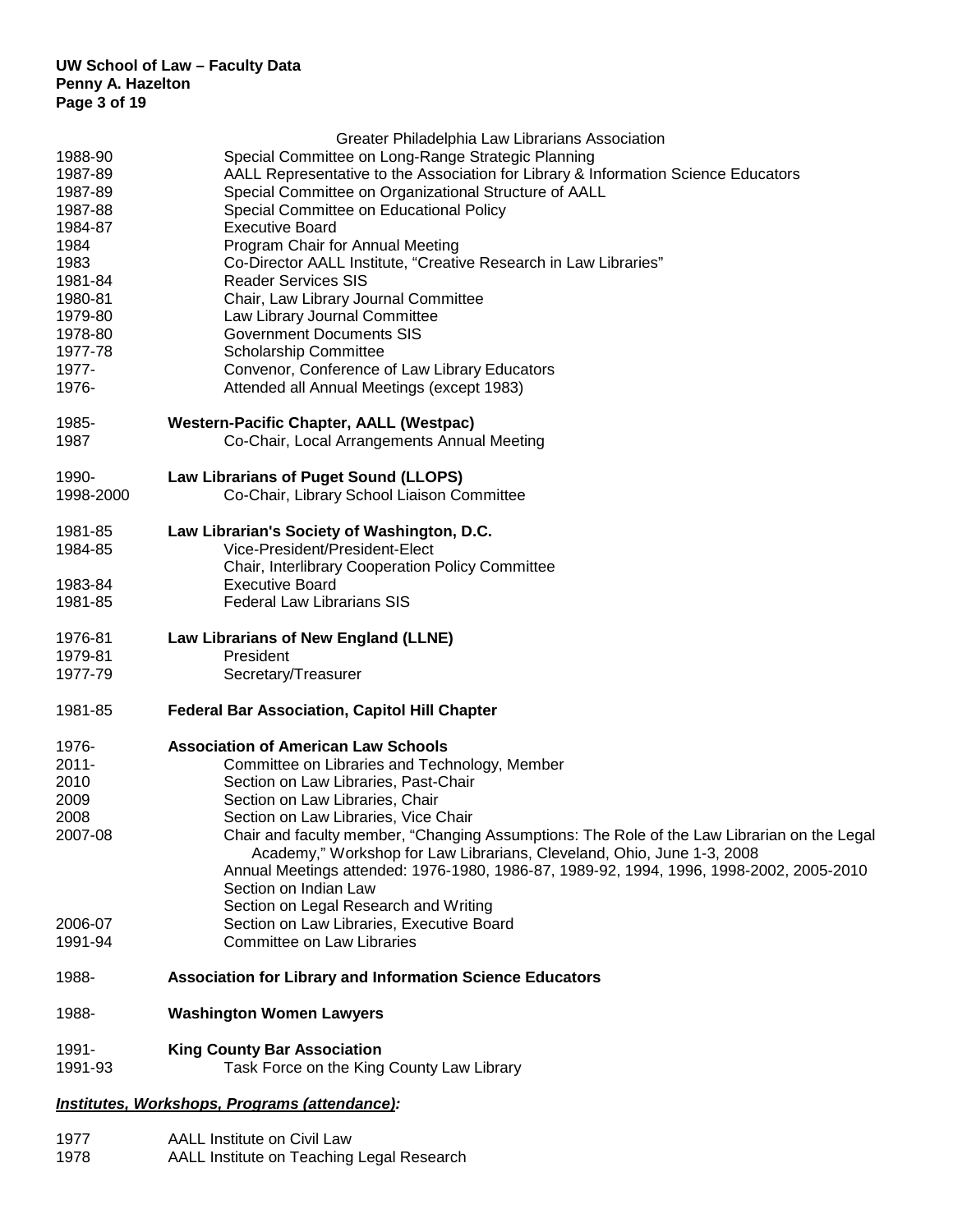| | |
|---|---|
| | Greater Philadelphia Law Librarians Association |
| 1988-90 | Special Committee on Long-Range Strategic Planning |
| 1987-89 | AALL Representative to the Association for Library & Information Science Educators |
| 1987-89 | Special Committee on Organizational Structure of AALL |
| 1987-88 | Special Committee on Educational Policy |
| 1984-87 | Executive Board |
| 1984 | Program Chair for Annual Meeting |
| 1983 | Co-Director AALL Institute, "Creative Research in Law Libraries" |
| 1981-84 | Reader Services SIS |
| 1980-81 | Chair, Law Library Journal Committee |
| 1979-80 | Law Library Journal Committee |
| 1978-80 | Government Documents SIS |
| 1977-78 | Scholarship Committee |
| 1977- | Convenor, Conference of Law Library Educators |
| 1976- | Attended all Annual Meetings (except 1983) |
| | |
| 1985- | **Western-Pacific Chapter, AALL (Westpac)** |
| 1987 | Co-Chair, Local Arrangements Annual Meeting |
| | |
| 1990- | **Law Librarians of Puget Sound (LLOPS)** |
| 1998-2000 | Co-Chair, Library School Liaison Committee |
| | |
| 1981-85 | **Law Librarian's Society of Washington, D.C.** |
| 1984-85 | Vice-President/President-Elect |
| | Chair, Interlibrary Cooperation Policy Committee |
| 1983-84 | Executive Board |
| 1981-85 | Federal Law Librarians SIS |
| | |
| 1976-81 | **Law Librarians of New England (LLNE)** |
| 1979-81 | President |
| 1977-79 | Secretary/Treasurer |
| | |
| 1981-85 | **Federal Bar Association, Capitol Hill Chapter** |
| | |
| 1976- | **Association of American Law Schools** |
| 2011- | Committee on Libraries and Technology, Member |
| 2010 | Section on Law Libraries, Past-Chair |
| 2009 | Section on Law Libraries, Chair |
| 2008 | Section on Law Libraries, Vice Chair |
| 2007-08 | Chair and faculty member, "Changing Assumptions: The Role of the Law Librarian on the Legal Academy," Workshop for Law Librarians, Cleveland, Ohio, June 1-3, 2008 |
| | Annual Meetings attended: 1976-1980, 1986-87, 1989-92, 1994, 1996, 1998-2002, 2005-2010 |
| | Section on Indian Law |
| | Section on Legal Research and Writing |
| 2006-07 | Section on Law Libraries, Executive Board |
| 1991-94 | Committee on Law Libraries |
| | |
| 1988- | **Association for Library and Information Science Educators** |
| | |
| 1988- | **Washington Women Lawyers** |
| | |
| 1991- | **King County Bar Association** |
| 1991-93 | Task Force on the King County Law Library |

***Institutes, Workshops, Programs (attendance):***

| | |
|---|---|
| 1977 | AALL Institute on Civil Law |
| 1978 | AALL Institute on Teaching Legal Research |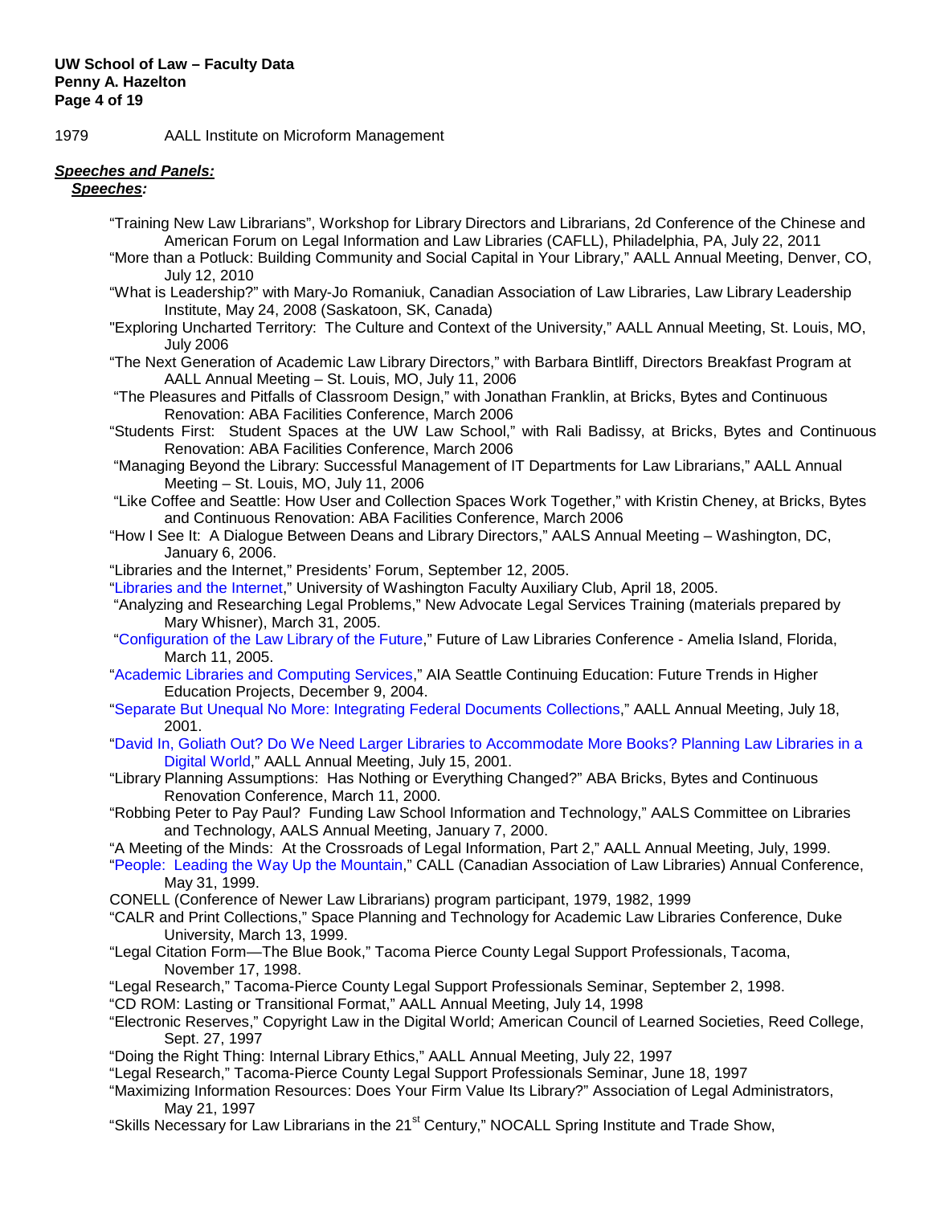1979 AALL Institute on Microform Management

***Speeches and Panels:***

***Speeches:***

- "Training New Law Librarians", Workshop for Library Directors and Librarians, 2d Conference of the Chinese and American Forum on Legal Information and Law Libraries (CAFLL), Philadelphia, PA, July 22, 2011
- "More than a Potluck: Building Community and Social Capital in Your Library," AALL Annual Meeting, Denver, CO, July 12, 2010
- "What is Leadership?" with Mary-Jo Romaniuk, Canadian Association of Law Libraries, Law Library Leadership Institute, May 24, 2008 (Saskatoon, SK, Canada)
- "Exploring Uncharted Territory: The Culture and Context of the University," AALL Annual Meeting, St. Louis, MO, July 2006
- "The Next Generation of Academic Law Library Directors," with Barbara Bintliff, Directors Breakfast Program at AALL Annual Meeting – St. Louis, MO, July 11, 2006
- "The Pleasures and Pitfalls of Classroom Design," with Jonathan Franklin, at Bricks, Bytes and Continuous Renovation: ABA Facilities Conference, March 2006
- "Students First: Student Spaces at the UW Law School," with Rali Badissy, at Bricks, Bytes and Continuous Renovation: ABA Facilities Conference, March 2006
- "Managing Beyond the Library: Successful Management of IT Departments for Law Librarians," AALL Annual Meeting – St. Louis, MO, July 11, 2006
- "Like Coffee and Seattle: How User and Collection Spaces Work Together," with Kristin Cheney, at Bricks, Bytes and Continuous Renovation: ABA Facilities Conference, March 2006
- "How I See It: A Dialogue Between Deans and Library Directors," AALS Annual Meeting – Washington, DC, January 6, 2006.
- "Libraries and the Internet," Presidents' Forum, September 12, 2005.
- "Libraries and the Internet," University of Washington Faculty Auxiliary Club, April 18, 2005.
- "Analyzing and Researching Legal Problems," New Advocate Legal Services Training (materials prepared by Mary Whisner), March 31, 2005.
- "Configuration of the Law Library of the Future," Future of Law Libraries Conference - Amelia Island, Florida, March 11, 2005.
- "Academic Libraries and Computing Services," AIA Seattle Continuing Education: Future Trends in Higher Education Projects, December 9, 2004.
- "Separate But Unequal No More: Integrating Federal Documents Collections," AALL Annual Meeting, July 18, 2001.
- "David In, Goliath Out? Do We Need Larger Libraries to Accommodate More Books? Planning Law Libraries in a Digital World," AALL Annual Meeting, July 15, 2001.
- "Library Planning Assumptions: Has Nothing or Everything Changed?" ABA Bricks, Bytes and Continuous Renovation Conference, March 11, 2000.
- "Robbing Peter to Pay Paul? Funding Law School Information and Technology," AALS Committee on Libraries and Technology, AALS Annual Meeting, January 7, 2000.
- "A Meeting of the Minds: At the Crossroads of Legal Information, Part 2," AALL Annual Meeting, July, 1999.
- "People: Leading the Way Up the Mountain," CALL (Canadian Association of Law Libraries) Annual Conference, May 31, 1999.
- CONELL (Conference of Newer Law Librarians) program participant, 1979, 1982, 1999
- "CALR and Print Collections," Space Planning and Technology for Academic Law Libraries Conference, Duke University, March 13, 1999.
- "Legal Citation Form—The Blue Book," Tacoma Pierce County Legal Support Professionals, Tacoma, November 17, 1998.
- "Legal Research," Tacoma-Pierce County Legal Support Professionals Seminar, September 2, 1998.
- "CD ROM: Lasting or Transitional Format," AALL Annual Meeting, July 14, 1998
- "Electronic Reserves," Copyright Law in the Digital World; American Council of Learned Societies, Reed College, Sept. 27, 1997
- "Doing the Right Thing: Internal Library Ethics," AALL Annual Meeting, July 22, 1997
- "Legal Research," Tacoma-Pierce County Legal Support Professionals Seminar, June 18, 1997
- "Maximizing Information Resources: Does Your Firm Value Its Library?" Association of Legal Administrators, May 21, 1997
- "Skills Necessary for Law Librarians in the 21st Century," NOCALL Spring Institute and Trade Show,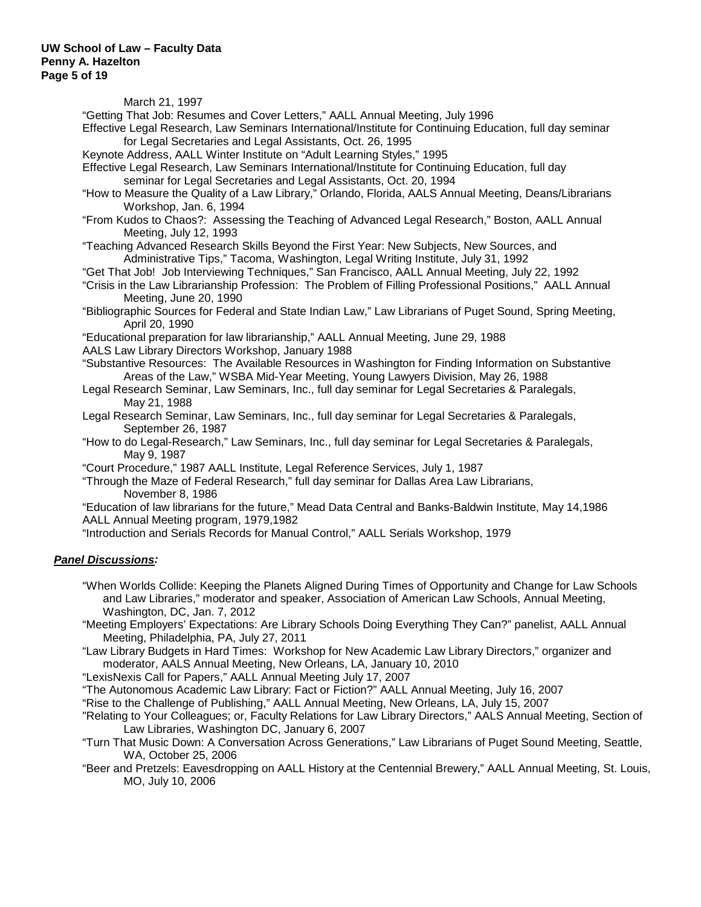March 21, 1997

- "Getting That Job: Resumes and Cover Letters," AALL Annual Meeting, July 1996
- Effective Legal Research, Law Seminars International/Institute for Continuing Education, full day seminar for Legal Secretaries and Legal Assistants, Oct. 26, 1995
- Keynote Address, AALL Winter Institute on "Adult Learning Styles," 1995
- Effective Legal Research, Law Seminars International/Institute for Continuing Education, full day seminar for Legal Secretaries and Legal Assistants, Oct. 20, 1994
- "How to Measure the Quality of a Law Library," Orlando, Florida, AALS Annual Meeting, Deans/Librarians Workshop, Jan. 6, 1994
- "From Kudos to Chaos?: Assessing the Teaching of Advanced Legal Research," Boston, AALL Annual Meeting, July 12, 1993
- "Teaching Advanced Research Skills Beyond the First Year: New Subjects, New Sources, and Administrative Tips," Tacoma, Washington, Legal Writing Institute, July 31, 1992
- "Get That Job! Job Interviewing Techniques," San Francisco, AALL Annual Meeting, July 22, 1992
- "Crisis in the Law Librarianship Profession: The Problem of Filling Professional Positions," AALL Annual Meeting, June 20, 1990
- "Bibliographic Sources for Federal and State Indian Law," Law Librarians of Puget Sound, Spring Meeting, April 20, 1990
- "Educational preparation for law librarianship," AALL Annual Meeting, June 29, 1988
- AALS Law Library Directors Workshop, January 1988
- "Substantive Resources: The Available Resources in Washington for Finding Information on Substantive Areas of the Law," WSBA Mid-Year Meeting, Young Lawyers Division, May 26, 1988
- Legal Research Seminar, Law Seminars, Inc., full day seminar for Legal Secretaries & Paralegals, May 21, 1988
- Legal Research Seminar, Law Seminars, Inc., full day seminar for Legal Secretaries & Paralegals, September 26, 1987
- "How to do Legal-Research," Law Seminars, Inc., full day seminar for Legal Secretaries & Paralegals, May 9, 1987
- "Court Procedure," 1987 AALL Institute, Legal Reference Services, July 1, 1987
- "Through the Maze of Federal Research," full day seminar for Dallas Area Law Librarians, November 8, 1986
- "Education of law librarians for the future," Mead Data Central and Banks-Baldwin Institute, May 14,1986
- AALL Annual Meeting program, 1979,1982
- "Introduction and Serials Records for Manual Control," AALL Serials Workshop, 1979

***Panel Discussions:***

- "When Worlds Collide: Keeping the Planets Aligned During Times of Opportunity and Change for Law Schools and Law Libraries," moderator and speaker, Association of American Law Schools, Annual Meeting, Washington, DC, Jan. 7, 2012
- "Meeting Employers' Expectations: Are Library Schools Doing Everything They Can?" panelist, AALL Annual Meeting, Philadelphia, PA, July 27, 2011
- "Law Library Budgets in Hard Times: Workshop for New Academic Law Library Directors," organizer and moderator, AALS Annual Meeting, New Orleans, LA, January 10, 2010
- "LexisNexis Call for Papers," AALL Annual Meeting July 17, 2007
- "The Autonomous Academic Law Library: Fact or Fiction?" AALL Annual Meeting, July 16, 2007
- "Rise to the Challenge of Publishing," AALL Annual Meeting, New Orleans, LA, July 15, 2007
- "Relating to Your Colleagues; or, Faculty Relations for Law Library Directors," AALS Annual Meeting, Section of Law Libraries, Washington DC, January 6, 2007
- "Turn That Music Down: A Conversation Across Generations," Law Librarians of Puget Sound Meeting, Seattle, WA, October 25, 2006
- "Beer and Pretzels: Eavesdropping on AALL History at the Centennial Brewery," AALL Annual Meeting, St. Louis, MO, July 10, 2006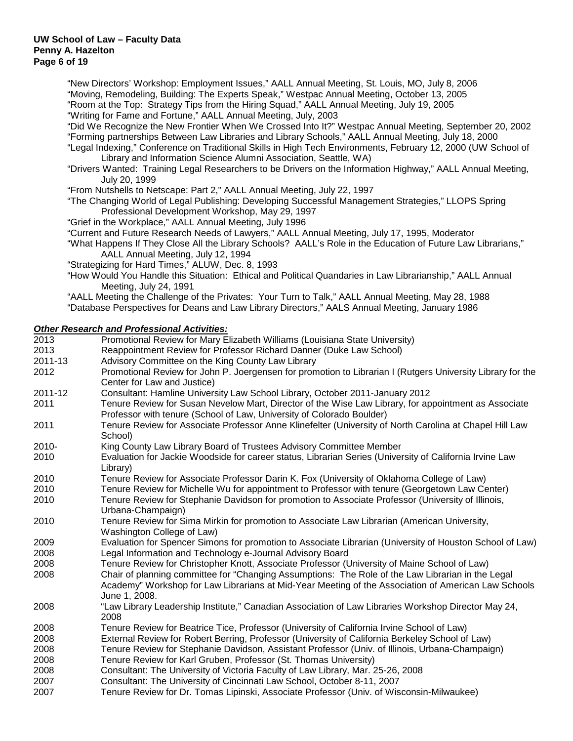"New Directors' Workshop: Employment Issues," AALL Annual Meeting, St. Louis, MO, July 8, 2006
"Moving, Remodeling, Building: The Experts Speak," Westpac Annual Meeting, October 13, 2005
"Room at the Top: Strategy Tips from the Hiring Squad," AALL Annual Meeting, July 19, 2005
"Writing for Fame and Fortune," AALL Annual Meeting, July, 2003
"Did We Recognize the New Frontier When We Crossed Into It?" Westpac Annual Meeting, September 20, 2002
"Forming partnerships Between Law Libraries and Library Schools," AALL Annual Meeting, July 18, 2000
"Legal Indexing," Conference on Traditional Skills in High Tech Environments, February 12, 2000 (UW School of Library and Information Science Alumni Association, Seattle, WA)
"Drivers Wanted: Training Legal Researchers to be Drivers on the Information Highway," AALL Annual Meeting, July 20, 1999
"From Nutshells to Netscape: Part 2," AALL Annual Meeting, July 22, 1997
"The Changing World of Legal Publishing: Developing Successful Management Strategies," LLOPS Spring Professional Development Workshop, May 29, 1997
"Grief in the Workplace," AALL Annual Meeting, July 1996
"Current and Future Research Needs of Lawyers," AALL Annual Meeting, July 17, 1995, Moderator
"What Happens If They Close All the Library Schools? AALL's Role in the Education of Future Law Librarians," AALL Annual Meeting, July 12, 1994
"Strategizing for Hard Times," ALUW, Dec. 8, 1993
"How Would You Handle this Situation: Ethical and Political Quandaries in Law Librarianship," AALL Annual Meeting, July 24, 1991
"AALL Meeting the Challenge of the Privates: Your Turn to Talk," AALL Annual Meeting, May 28, 1988
"Database Perspectives for Deans and Law Library Directors," AALS Annual Meeting, January 1986

***Other Research and Professional Activities:***

| | |
|---|---|
| 2013 | Promotional Review for Mary Elizabeth Williams (Louisiana State University) |
| 2013 | Reappointment Review for Professor Richard Danner (Duke Law School) |
| 2011-13 | Advisory Committee on the King County Law Library |
| 2012 | Promotional Review for John P. Joergensen for promotion to Librarian I (Rutgers University Library for the Center for Law and Justice) |
| 2011-12 | Consultant: Hamline University Law School Library, October 2011-January 2012 |
| 2011 | Tenure Review for Susan Nevelow Mart, Director of the Wise Law Library, for appointment as Associate Professor with tenure (School of Law, University of Colorado Boulder) |
| 2011 | Tenure Review for Associate Professor Anne Klinefelter (University of North Carolina at Chapel Hill Law School) |
| 2010- | King County Law Library Board of Trustees Advisory Committee Member |
| 2010 | Evaluation for Jackie Woodside for career status, Librarian Series (University of California Irvine Law Library) |
| 2010 | Tenure Review for Associate Professor Darin K. Fox (University of Oklahoma College of Law) |
| 2010 | Tenure Review for Michelle Wu for appointment to Professor with tenure (Georgetown Law Center) |
| 2010 | Tenure Review for Stephanie Davidson for promotion to Associate Professor (University of Illinois, Urbana-Champaign) |
| 2010 | Tenure Review for Sima Mirkin for promotion to Associate Law Librarian (American University, Washington College of Law) |
| 2009 | Evaluation for Spencer Simons for promotion to Associate Librarian (University of Houston School of Law) |
| 2008 | Legal Information and Technology e-Journal Advisory Board |
| 2008 | Tenure Review for Christopher Knott, Associate Professor (University of Maine School of Law) |
| 2008 | Chair of planning committee for "Changing Assumptions: The Role of the Law Librarian in the Legal Academy" Workshop for Law Librarians at Mid-Year Meeting of the Association of American Law Schools June 1, 2008. |
| 2008 | "Law Library Leadership Institute," Canadian Association of Law Libraries Workshop Director May 24, 2008 |
| 2008 | Tenure Review for Beatrice Tice, Professor (University of California Irvine School of Law) |
| 2008 | External Review for Robert Berring, Professor (University of California Berkeley School of Law) |
| 2008 | Tenure Review for Stephanie Davidson, Assistant Professor (Univ. of Illinois, Urbana-Champaign) |
| 2008 | Tenure Review for Karl Gruben, Professor (St. Thomas University) |
| 2008 | Consultant: The University of Victoria Faculty of Law Library, Mar. 25-26, 2008 |
| 2007 | Consultant: The University of Cincinnati Law School, October 8-11, 2007 |
| 2007 | Tenure Review for Dr. Tomas Lipinski, Associate Professor (Univ. of Wisconsin-Milwaukee) |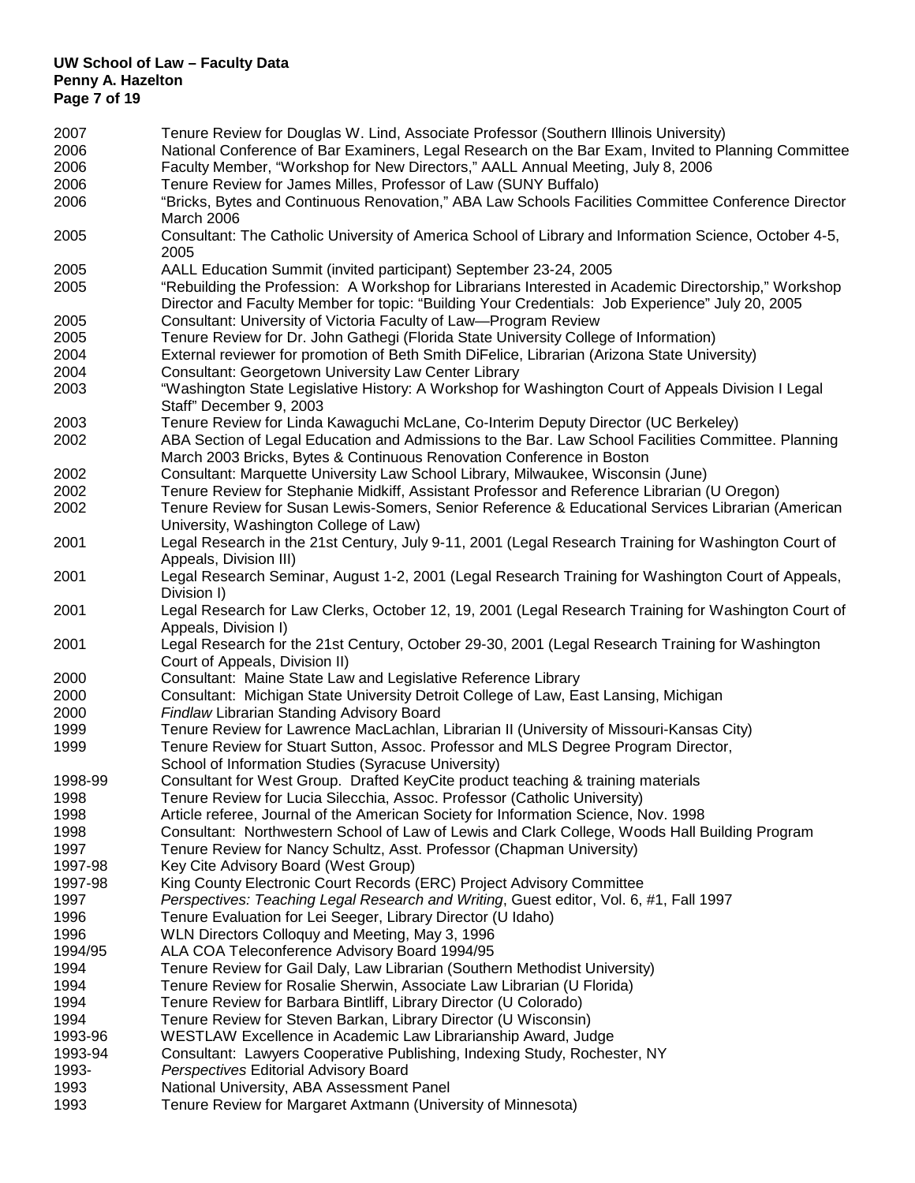| | |
|---|---|
| 2007 | Tenure Review for Douglas W. Lind, Associate Professor (Southern Illinois University) |
| 2006 | National Conference of Bar Examiners, Legal Research on the Bar Exam, Invited to Planning Committee |
| 2006 | Faculty Member, "Workshop for New Directors," AALL Annual Meeting, July 8, 2006 |
| 2006 | Tenure Review for James Milles, Professor of Law (SUNY Buffalo) |
| 2006 | "Bricks, Bytes and Continuous Renovation," ABA Law Schools Facilities Committee Conference Director March 2006 |
| 2005 | Consultant: The Catholic University of America School of Library and Information Science, October 4-5, 2005 |
| 2005 | AALL Education Summit (invited participant) September 23-24, 2005 |
| 2005 | "Rebuilding the Profession: A Workshop for Librarians Interested in Academic Directorship," Workshop Director and Faculty Member for topic: "Building Your Credentials: Job Experience" July 20, 2005 |
| 2005 | Consultant: University of Victoria Faculty of Law—Program Review |
| 2005 | Tenure Review for Dr. John Gathegi (Florida State University College of Information) |
| 2004 | External reviewer for promotion of Beth Smith DiFelice, Librarian (Arizona State University) |
| 2004 | Consultant: Georgetown University Law Center Library |
| 2003 | "Washington State Legislative History: A Workshop for Washington Court of Appeals Division I Legal Staff" December 9, 2003 |
| 2003 | Tenure Review for Linda Kawaguchi McLane, Co-Interim Deputy Director (UC Berkeley) |
| 2002 | ABA Section of Legal Education and Admissions to the Bar. Law School Facilities Committee. Planning March 2003 Bricks, Bytes & Continuous Renovation Conference in Boston |
| 2002 | Consultant: Marquette University Law School Library, Milwaukee, Wisconsin (June) |
| 2002 | Tenure Review for Stephanie Midkiff, Assistant Professor and Reference Librarian (U Oregon) |
| 2002 | Tenure Review for Susan Lewis-Somers, Senior Reference & Educational Services Librarian (American University, Washington College of Law) |
| 2001 | Legal Research in the 21st Century, July 9-11, 2001 (Legal Research Training for Washington Court of Appeals, Division III) |
| 2001 | Legal Research Seminar, August 1-2, 2001 (Legal Research Training for Washington Court of Appeals, Division I) |
| 2001 | Legal Research for Law Clerks, October 12, 19, 2001 (Legal Research Training for Washington Court of Appeals, Division I) |
| 2001 | Legal Research for the 21st Century, October 29-30, 2001 (Legal Research Training for Washington Court of Appeals, Division II) |
| 2000 | Consultant: Maine State Law and Legislative Reference Library |
| 2000 | Consultant: Michigan State University Detroit College of Law, East Lansing, Michigan |
| 2000 | *Findlaw* Librarian Standing Advisory Board |
| 1999 | Tenure Review for Lawrence MacLachlan, Librarian II (University of Missouri-Kansas City) |
| 1999 | Tenure Review for Stuart Sutton, Assoc. Professor and MLS Degree Program Director, School of Information Studies (Syracuse University) |
| 1998-99 | Consultant for West Group. Drafted KeyCite product teaching & training materials |
| 1998 | Tenure Review for Lucia Silecchia, Assoc. Professor (Catholic University) |
| 1998 | Article referee, Journal of the American Society for Information Science, Nov. 1998 |
| 1998 | Consultant: Northwestern School of Law of Lewis and Clark College, Woods Hall Building Program |
| 1997 | Tenure Review for Nancy Schultz, Asst. Professor (Chapman University) |
| 1997-98 | Key Cite Advisory Board (West Group) |
| 1997-98 | King County Electronic Court Records (ERC) Project Advisory Committee |
| 1997 | *Perspectives: Teaching Legal Research and Writing*, Guest editor, Vol. 6, #1, Fall 1997 |
| 1996 | Tenure Evaluation for Lei Seeger, Library Director (U Idaho) |
| 1996 | WLN Directors Colloquy and Meeting, May 3, 1996 |
| 1994/95 | ALA COA Teleconference Advisory Board 1994/95 |
| 1994 | Tenure Review for Gail Daly, Law Librarian (Southern Methodist University) |
| 1994 | Tenure Review for Rosalie Sherwin, Associate Law Librarian (U Florida) |
| 1994 | Tenure Review for Barbara Bintliff, Library Director (U Colorado) |
| 1994 | Tenure Review for Steven Barkan, Library Director (U Wisconsin) |
| 1993-96 | WESTLAW Excellence in Academic Law Librarianship Award, Judge |
| 1993-94 | Consultant: Lawyers Cooperative Publishing, Indexing Study, Rochester, NY |
| 1993- | *Perspectives* Editorial Advisory Board |
| 1993 | National University, ABA Assessment Panel |
| 1993 | Tenure Review for Margaret Axtmann (University of Minnesota) |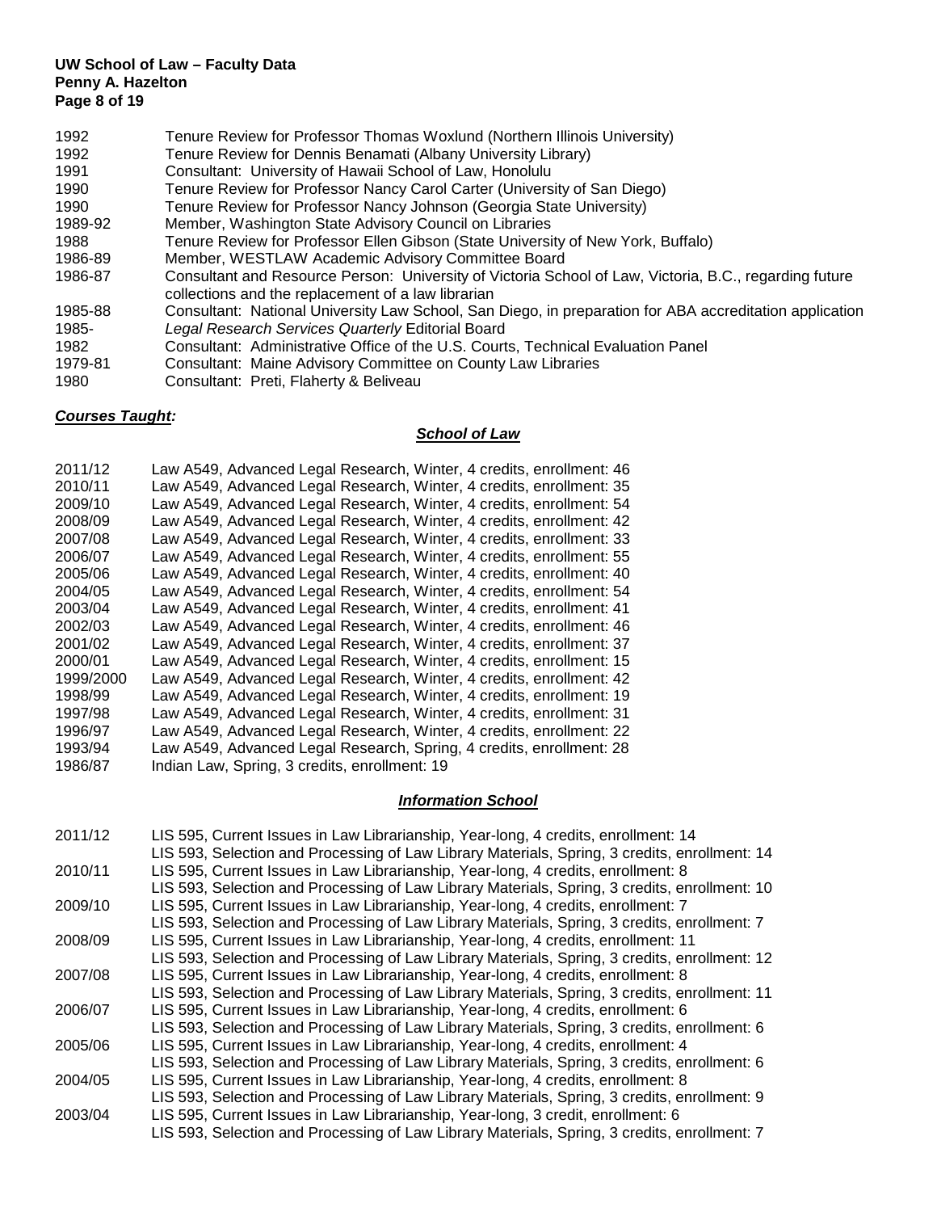| | |
|---|---|
| 1992 | Tenure Review for Professor Thomas Woxlund (Northern Illinois University) |
| 1992 | Tenure Review for Dennis Benamati (Albany University Library) |
| 1991 | Consultant: University of Hawaii School of Law, Honolulu |
| 1990 | Tenure Review for Professor Nancy Carol Carter (University of San Diego) |
| 1990 | Tenure Review for Professor Nancy Johnson (Georgia State University) |
| 1989-92 | Member, Washington State Advisory Council on Libraries |
| 1988 | Tenure Review for Professor Ellen Gibson (State University of New York, Buffalo) |
| 1986-89 | Member, WESTLAW Academic Advisory Committee Board |
| 1986-87 | Consultant and Resource Person: University of Victoria School of Law, Victoria, B.C., regarding future collections and the replacement of a law librarian |
| 1985-88 | Consultant: National University Law School, San Diego, in preparation for ABA accreditation application |
| 1985- | *Legal Research Services Quarterly* Editorial Board |
| 1982 | Consultant: Administrative Office of the U.S. Courts, Technical Evaluation Panel |
| 1979-81 | Consultant: Maine Advisory Committee on County Law Libraries |
| 1980 | Consultant: Preti, Flaherty & Beliveau |

***Courses Taught:***

***School of Law***

| | |
|---|---|
| 2011/12 | Law A549, Advanced Legal Research, Winter, 4 credits, enrollment: 46 |
| 2010/11 | Law A549, Advanced Legal Research, Winter, 4 credits, enrollment: 35 |
| 2009/10 | Law A549, Advanced Legal Research, Winter, 4 credits, enrollment: 54 |
| 2008/09 | Law A549, Advanced Legal Research, Winter, 4 credits, enrollment: 42 |
| 2007/08 | Law A549, Advanced Legal Research, Winter, 4 credits, enrollment: 33 |
| 2006/07 | Law A549, Advanced Legal Research, Winter, 4 credits, enrollment: 55 |
| 2005/06 | Law A549, Advanced Legal Research, Winter, 4 credits, enrollment: 40 |
| 2004/05 | Law A549, Advanced Legal Research, Winter, 4 credits, enrollment: 54 |
| 2003/04 | Law A549, Advanced Legal Research, Winter, 4 credits, enrollment: 41 |
| 2002/03 | Law A549, Advanced Legal Research, Winter, 4 credits, enrollment: 46 |
| 2001/02 | Law A549, Advanced Legal Research, Winter, 4 credits, enrollment: 37 |
| 2000/01 | Law A549, Advanced Legal Research, Winter, 4 credits, enrollment: 15 |
| 1999/2000 | Law A549, Advanced Legal Research, Winter, 4 credits, enrollment: 42 |
| 1998/99 | Law A549, Advanced Legal Research, Winter, 4 credits, enrollment: 19 |
| 1997/98 | Law A549, Advanced Legal Research, Winter, 4 credits, enrollment: 31 |
| 1996/97 | Law A549, Advanced Legal Research, Winter, 4 credits, enrollment: 22 |
| 1993/94 | Law A549, Advanced Legal Research, Spring, 4 credits, enrollment: 28 |
| 1986/87 | Indian Law, Spring, 3 credits, enrollment: 19 |

***Information School***

| | |
|---|---|
| 2011/12 | LIS 595, Current Issues in Law Librarianship, Year-long, 4 credits, enrollment: 14<br>LIS 593, Selection and Processing of Law Library Materials, Spring, 3 credits, enrollment: 14 |
| 2010/11 | LIS 595, Current Issues in Law Librarianship, Year-long, 4 credits, enrollment: 8<br>LIS 593, Selection and Processing of Law Library Materials, Spring, 3 credits, enrollment: 10 |
| 2009/10 | LIS 595, Current Issues in Law Librarianship, Year-long, 4 credits, enrollment: 7<br>LIS 593, Selection and Processing of Law Library Materials, Spring, 3 credits, enrollment: 7 |
| 2008/09 | LIS 595, Current Issues in Law Librarianship, Year-long, 4 credits, enrollment: 11<br>LIS 593, Selection and Processing of Law Library Materials, Spring, 3 credits, enrollment: 12 |
| 2007/08 | LIS 595, Current Issues in Law Librarianship, Year-long, 4 credits, enrollment: 8<br>LIS 593, Selection and Processing of Law Library Materials, Spring, 3 credits, enrollment: 11 |
| 2006/07 | LIS 595, Current Issues in Law Librarianship, Year-long, 4 credits, enrollment: 6<br>LIS 593, Selection and Processing of Law Library Materials, Spring, 3 credits, enrollment: 6 |
| 2005/06 | LIS 595, Current Issues in Law Librarianship, Year-long, 4 credits, enrollment: 4<br>LIS 593, Selection and Processing of Law Library Materials, Spring, 3 credits, enrollment: 6 |
| 2004/05 | LIS 595, Current Issues in Law Librarianship, Year-long, 4 credits, enrollment: 8<br>LIS 593, Selection and Processing of Law Library Materials, Spring, 3 credits, enrollment: 9 |
| 2003/04 | LIS 595, Current Issues in Law Librarianship, Year-long, 3 credit, enrollment: 6<br>LIS 593, Selection and Processing of Law Library Materials, Spring, 3 credits, enrollment: 7 |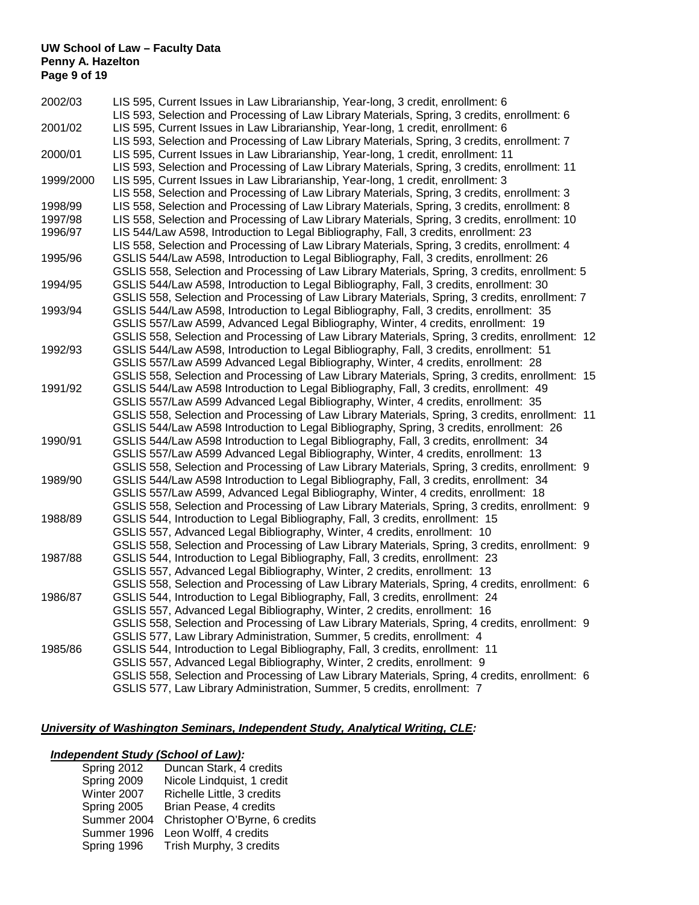2002/03 LIS 595, Current Issues in Law Librarianship, Year-long, 3 credit, enrollment: 6
LIS 593, Selection and Processing of Law Library Materials, Spring, 3 credits, enrollment: 6

2001/02 LIS 595, Current Issues in Law Librarianship, Year-long, 1 credit, enrollment: 6
LIS 593, Selection and Processing of Law Library Materials, Spring, 3 credits, enrollment: 7

2000/01 LIS 595, Current Issues in Law Librarianship, Year-long, 1 credit, enrollment: 11
LIS 593, Selection and Processing of Law Library Materials, Spring, 3 credits, enrollment: 11

1999/2000 LIS 595, Current Issues in Law Librarianship, Year-long, 1 credit, enrollment: 3
LIS 558, Selection and Processing of Law Library Materials, Spring, 3 credits, enrollment: 3

1998/99 LIS 558, Selection and Processing of Law Library Materials, Spring, 3 credits, enrollment: 8

1997/98 LIS 558, Selection and Processing of Law Library Materials, Spring, 3 credits, enrollment: 10

1996/97 LIS 544/Law A598, Introduction to Legal Bibliography, Fall, 3 credits, enrollment: 23
LIS 558, Selection and Processing of Law Library Materials, Spring, 3 credits, enrollment: 4

1995/96 GSLIS 544/Law A598, Introduction to Legal Bibliography, Fall, 3 credits, enrollment: 26
GSLIS 558, Selection and Processing of Law Library Materials, Spring, 3 credits, enrollment: 5

1994/95 GSLIS 544/Law A598, Introduction to Legal Bibliography, Fall, 3 credits, enrollment: 30
GSLIS 558, Selection and Processing of Law Library Materials, Spring, 3 credits, enrollment: 7

1993/94 GSLIS 544/Law A598, Introduction to Legal Bibliography, Fall, 3 credits, enrollment: 35
GSLIS 557/Law A599, Advanced Legal Bibliography, Winter, 4 credits, enrollment: 19
GSLIS 558, Selection and Processing of Law Library Materials, Spring, 3 credits, enrollment: 12

1992/93 GSLIS 544/Law A598, Introduction to Legal Bibliography, Fall, 3 credits, enrollment: 51
GSLIS 557/Law A599 Advanced Legal Bibliography, Winter, 4 credits, enrollment: 28
GSLIS 558, Selection and Processing of Law Library Materials, Spring, 3 credits, enrollment: 15

1991/92 GSLIS 544/Law A598 Introduction to Legal Bibliography, Fall, 3 credits, enrollment: 49
GSLIS 557/Law A599 Advanced Legal Bibliography, Winter, 4 credits, enrollment: 35
GSLIS 558, Selection and Processing of Law Library Materials, Spring, 3 credits, enrollment: 11
GSLIS 544/Law A598 Introduction to Legal Bibliography, Spring, 3 credits, enrollment: 26

1990/91 GSLIS 544/Law A598 Introduction to Legal Bibliography, Fall, 3 credits, enrollment: 34
GSLIS 557/Law A599 Advanced Legal Bibliography, Winter, 4 credits, enrollment: 13
GSLIS 558, Selection and Processing of Law Library Materials, Spring, 3 credits, enrollment: 9

1989/90 GSLIS 544/Law A598 Introduction to Legal Bibliography, Fall, 3 credits, enrollment: 34
GSLIS 557/Law A599, Advanced Legal Bibliography, Winter, 4 credits, enrollment: 18
GSLIS 558, Selection and Processing of Law Library Materials, Spring, 3 credits, enrollment: 9

1988/89 GSLIS 544, Introduction to Legal Bibliography, Fall, 3 credits, enrollment: 15
GSLIS 557, Advanced Legal Bibliography, Winter, 4 credits, enrollment: 10
GSLIS 558, Selection and Processing of Law Library Materials, Spring, 3 credits, enrollment: 9

1987/88 GSLIS 544, Introduction to Legal Bibliography, Fall, 3 credits, enrollment: 23
GSLIS 557, Advanced Legal Bibliography, Winter, 2 credits, enrollment: 13
GSLIS 558, Selection and Processing of Law Library Materials, Spring, 4 credits, enrollment: 6

1986/87 GSLIS 544, Introduction to Legal Bibliography, Fall, 3 credits, enrollment: 24
GSLIS 557, Advanced Legal Bibliography, Winter, 2 credits, enrollment: 16
GSLIS 558, Selection and Processing of Law Library Materials, Spring, 4 credits, enrollment: 9
GSLIS 577, Law Library Administration, Summer, 5 credits, enrollment: 4

1985/86 GSLIS 544, Introduction to Legal Bibliography, Fall, 3 credits, enrollment: 11
GSLIS 557, Advanced Legal Bibliography, Winter, 2 credits, enrollment: 9
GSLIS 558, Selection and Processing of Law Library Materials, Spring, 4 credits, enrollment: 6
GSLIS 577, Law Library Administration, Summer, 5 credits, enrollment: 7

***University of Washington Seminars, Independent Study, Analytical Writing, CLE:***

***Independent Study (School of Law):***

Spring 2012 Duncan Stark, 4 credits
Spring 2009 Nicole Lindquist, 1 credit
Winter 2007 Richelle Little, 3 credits
Spring 2005 Brian Pease, 4 credits
Summer 2004 Christopher O'Byrne, 6 credits
Summer 1996 Leon Wolff, 4 credits
Spring 1996 Trish Murphy, 3 credits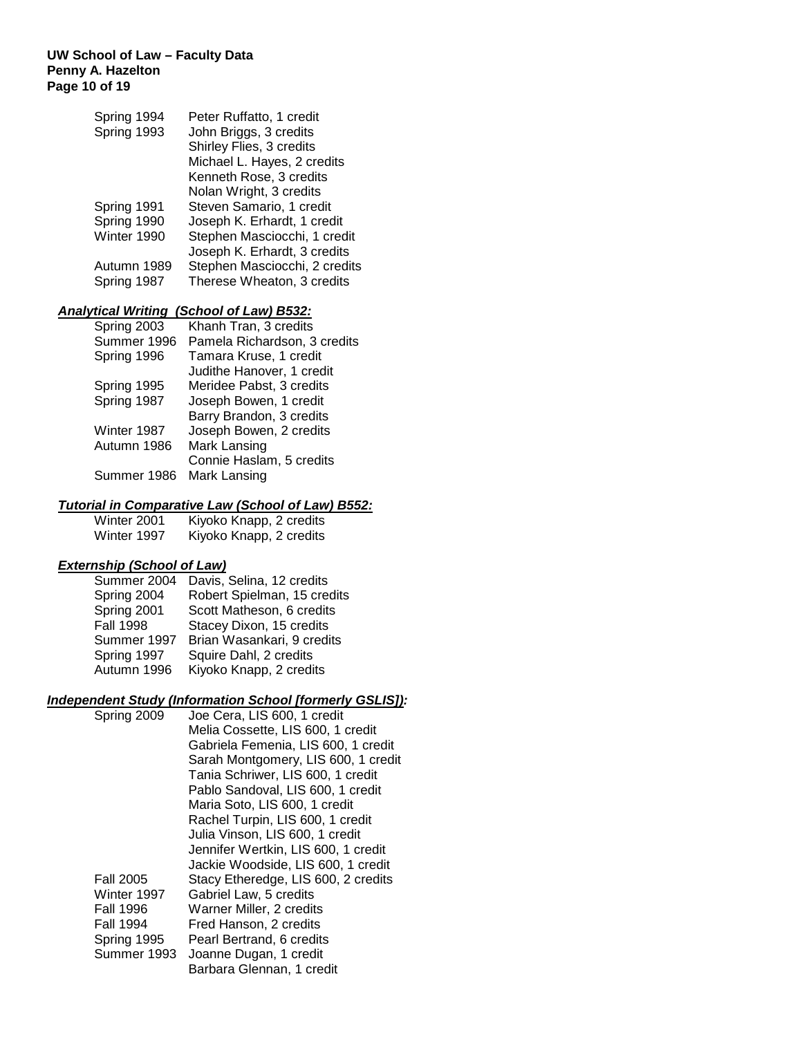| | |
|---|---|
| Spring 1994 | Peter Ruffatto, 1 credit |
| Spring 1993 | John Briggs, 3 credits |
| | Shirley Flies, 3 credits |
| | Michael L. Hayes, 2 credits |
| | Kenneth Rose, 3 credits |
| | Nolan Wright, 3 credits |
| Spring 1991 | Steven Samario, 1 credit |
| Spring 1990 | Joseph K. Erhardt, 1 credit |
| Winter 1990 | Stephen Masciocchi, 1 credit |
| | Joseph K. Erhardt, 3 credits |
| Autumn 1989 | Stephen Masciocchi, 2 credits |
| Spring 1987 | Therese Wheaton, 3 credits |

***Analytical Writing (School of Law) B532:***

| | |
|---|---|
| Spring 2003 | Khanh Tran, 3 credits |
| Summer 1996 | Pamela Richardson, 3 credits |
| Spring 1996 | Tamara Kruse, 1 credit |
| | Judithe Hanover, 1 credit |
| Spring 1995 | Meridee Pabst, 3 credits |
| Spring 1987 | Joseph Bowen, 1 credit |
| | Barry Brandon, 3 credits |
| Winter 1987 | Joseph Bowen, 2 credits |
| Autumn 1986 | Mark Lansing |
| | Connie Haslam, 5 credits |
| Summer 1986 | Mark Lansing |

***Tutorial in Comparative Law (School of Law) B552:***

| | |
|---|---|
| Winter 2001 | Kiyoko Knapp, 2 credits |
| Winter 1997 | Kiyoko Knapp, 2 credits |

***Externship (School of Law)***

| | |
|---|---|
| Summer 2004 | Davis, Selina, 12 credits |
| Spring 2004 | Robert Spielman, 15 credits |
| Spring 2001 | Scott Matheson, 6 credits |
| Fall 1998 | Stacey Dixon, 15 credits |
| Summer 1997 | Brian Wasankari, 9 credits |
| Spring 1997 | Squire Dahl, 2 credits |
| Autumn 1996 | Kiyoko Knapp, 2 credits |

***Independent Study (Information School [formerly GSLIS]):***

| | |
|---|---|
| Spring 2009 | Joe Cera, LIS 600, 1 credit |
| | Melia Cossette, LIS 600, 1 credit |
| | Gabriela Femenia, LIS 600, 1 credit |
| | Sarah Montgomery, LIS 600, 1 credit |
| | Tania Schriwer, LIS 600, 1 credit |
| | Pablo Sandoval, LIS 600, 1 credit |
| | Maria Soto, LIS 600, 1 credit |
| | Rachel Turpin, LIS 600, 1 credit |
| | Julia Vinson, LIS 600, 1 credit |
| | Jennifer Wertkin, LIS 600, 1 credit |
| | Jackie Woodside, LIS 600, 1 credit |
| Fall 2005 | Stacy Etheredge, LIS 600, 2 credits |
| Winter 1997 | Gabriel Law, 5 credits |
| Fall 1996 | Warner Miller, 2 credits |
| Fall 1994 | Fred Hanson, 2 credits |
| Spring 1995 | Pearl Bertrand, 6 credits |
| Summer 1993 | Joanne Dugan, 1 credit |
| | Barbara Glennan, 1 credit |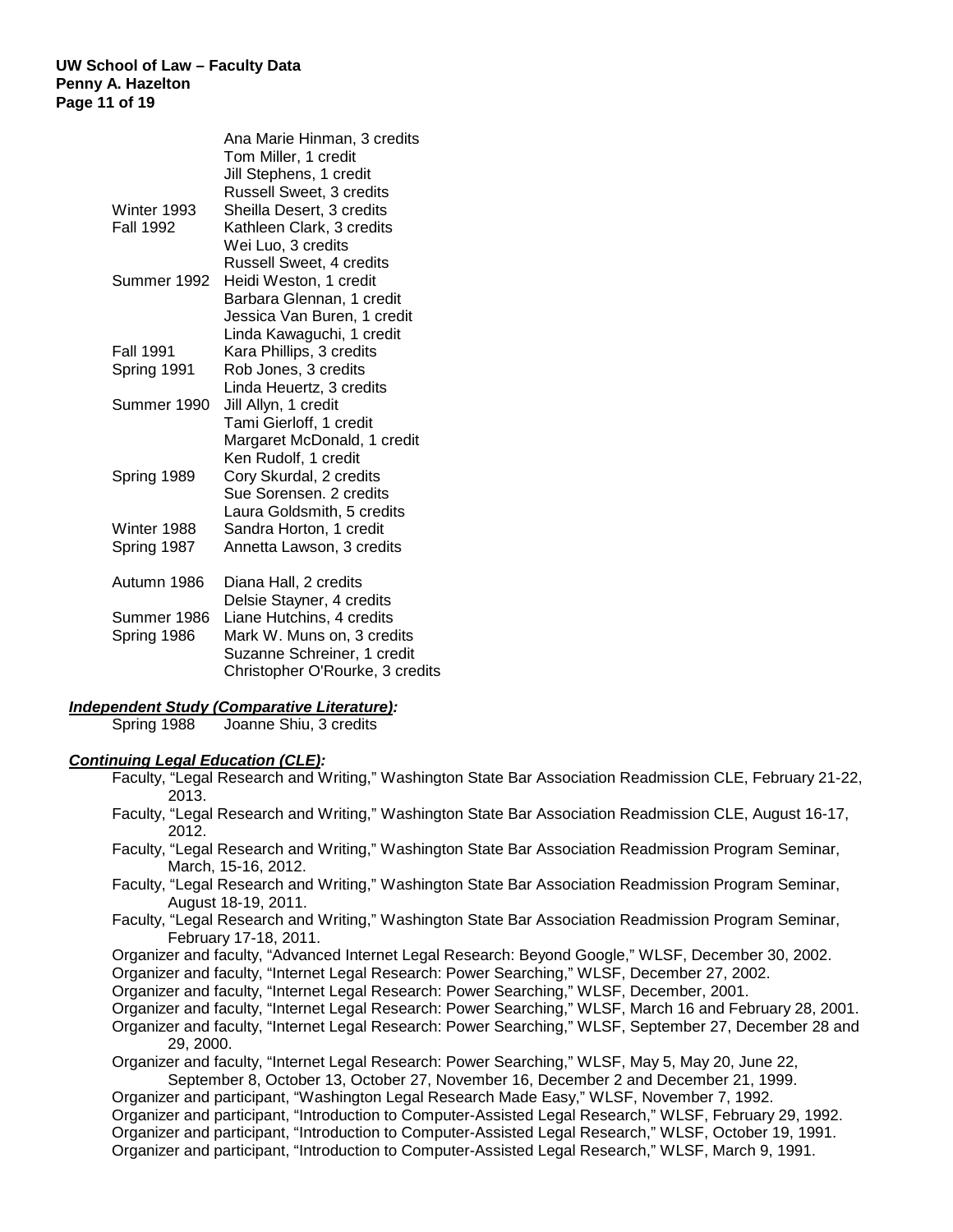| | |
|---|---|
| | Ana Marie Hinman, 3 credits |
| | Tom Miller, 1 credit |
| | Jill Stephens, 1 credit |
| | Russell Sweet, 3 credits |
| Winter 1993 | Sheilla Desert, 3 credits |
| Fall 1992 | Kathleen Clark, 3 credits |
| | Wei Luo, 3 credits |
| | Russell Sweet, 4 credits |
| Summer 1992 | Heidi Weston, 1 credit |
| | Barbara Glennan, 1 credit |
| | Jessica Van Buren, 1 credit |
| | Linda Kawaguchi, 1 credit |
| Fall 1991 | Kara Phillips, 3 credits |
| Spring 1991 | Rob Jones, 3 credits |
| | Linda Heuertz, 3 credits |
| Summer 1990 | Jill Allyn, 1 credit |
| | Tami Gierloff, 1 credit |
| | Margaret McDonald, 1 credit |
| | Ken Rudolf, 1 credit |
| Spring 1989 | Cory Skurdal, 2 credits |
| | Sue Sorensen. 2 credits |
| | Laura Goldsmith, 5 credits |
| Winter 1988 | Sandra Horton, 1 credit |
| Spring 1987 | Annetta Lawson, 3 credits |
| Autumn 1986 | Diana Hall, 2 credits |
| | Delsie Stayner, 4 credits |
| Summer 1986 | Liane Hutchins, 4 credits |
| Spring 1986 | Mark W. Muns on, 3 credits |
| | Suzanne Schreiner, 1 credit |
| | Christopher O'Rourke, 3 credits |

***Independent Study (Comparative Literature):***

Spring 1988 Joanne Shiu, 3 credits

***Continuing Legal Education (CLE):***

Faculty, "Legal Research and Writing," Washington State Bar Association Readmission CLE, February 21-22, 2013.

Faculty, "Legal Research and Writing," Washington State Bar Association Readmission CLE, August 16-17, 2012.

Faculty, "Legal Research and Writing," Washington State Bar Association Readmission Program Seminar, March, 15-16, 2012.

Faculty, "Legal Research and Writing," Washington State Bar Association Readmission Program Seminar, August 18-19, 2011.

Faculty, "Legal Research and Writing," Washington State Bar Association Readmission Program Seminar, February 17-18, 2011.

Organizer and faculty, "Advanced Internet Legal Research: Beyond Google," WLSF, December 30, 2002.

Organizer and faculty, "Internet Legal Research: Power Searching," WLSF, December 27, 2002.

Organizer and faculty, "Internet Legal Research: Power Searching," WLSF, December, 2001.

Organizer and faculty, "Internet Legal Research: Power Searching," WLSF, March 16 and February 28, 2001.

Organizer and faculty, "Internet Legal Research: Power Searching," WLSF, September 27, December 28 and 29, 2000.

Organizer and faculty, "Internet Legal Research: Power Searching," WLSF, May 5, May 20, June 22, September 8, October 13, October 27, November 16, December 2 and December 21, 1999.

Organizer and participant, "Washington Legal Research Made Easy," WLSF, November 7, 1992.

Organizer and participant, "Introduction to Computer-Assisted Legal Research," WLSF, February 29, 1992.

Organizer and participant, "Introduction to Computer-Assisted Legal Research," WLSF, October 19, 1991.

Organizer and participant, "Introduction to Computer-Assisted Legal Research," WLSF, March 9, 1991.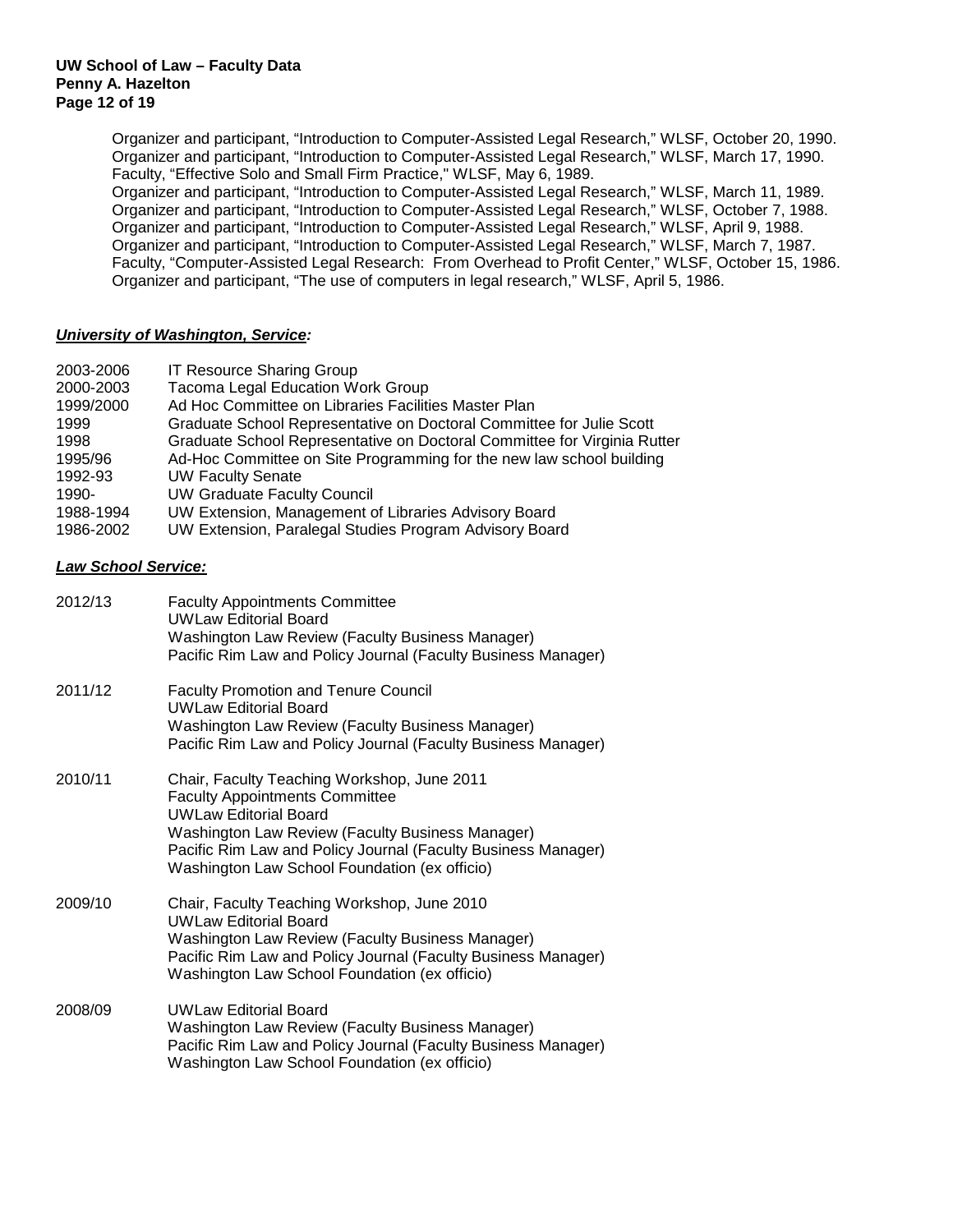Organizer and participant, "Introduction to Computer-Assisted Legal Research," WLSF, October 20, 1990.
Organizer and participant, "Introduction to Computer-Assisted Legal Research," WLSF, March 17, 1990.
Faculty, "Effective Solo and Small Firm Practice," WLSF, May 6, 1989.
Organizer and participant, "Introduction to Computer-Assisted Legal Research," WLSF, March 11, 1989.
Organizer and participant, "Introduction to Computer-Assisted Legal Research," WLSF, October 7, 1988.
Organizer and participant, "Introduction to Computer-Assisted Legal Research," WLSF, April 9, 1988.
Organizer and participant, "Introduction to Computer-Assisted Legal Research," WLSF, March 7, 1987.
Faculty, "Computer-Assisted Legal Research: From Overhead to Profit Center," WLSF, October 15, 1986.
Organizer and participant, "The use of computers in legal research," WLSF, April 5, 1986.

***University of Washington, Service:***

| | |
|---|---|
| 2003-2006 | IT Resource Sharing Group |
| 2000-2003 | Tacoma Legal Education Work Group |
| 1999/2000 | Ad Hoc Committee on Libraries Facilities Master Plan |
| 1999 | Graduate School Representative on Doctoral Committee for Julie Scott |
| 1998 | Graduate School Representative on Doctoral Committee for Virginia Rutter |
| 1995/96 | Ad-Hoc Committee on Site Programming for the new law school building |
| 1992-93 | UW Faculty Senate |
| 1990- | UW Graduate Faculty Council |
| 1988-1994 | UW Extension, Management of Libraries Advisory Board |
| 1986-2002 | UW Extension, Paralegal Studies Program Advisory Board |

***Law School Service:***

2012/13
- Faculty Appointments Committee
- UWLaw Editorial Board
- Washington Law Review (Faculty Business Manager)
- Pacific Rim Law and Policy Journal (Faculty Business Manager)

2011/12
- Faculty Promotion and Tenure Council
- UWLaw Editorial Board
- Washington Law Review (Faculty Business Manager)
- Pacific Rim Law and Policy Journal (Faculty Business Manager)

2010/11
- Chair, Faculty Teaching Workshop, June 2011
- Faculty Appointments Committee
- UWLaw Editorial Board
- Washington Law Review (Faculty Business Manager)
- Pacific Rim Law and Policy Journal (Faculty Business Manager)
- Washington Law School Foundation (ex officio)

2009/10
- Chair, Faculty Teaching Workshop, June 2010
- UWLaw Editorial Board
- Washington Law Review (Faculty Business Manager)
- Pacific Rim Law and Policy Journal (Faculty Business Manager)
- Washington Law School Foundation (ex officio)

2008/09
- UWLaw Editorial Board
- Washington Law Review (Faculty Business Manager)
- Pacific Rim Law and Policy Journal (Faculty Business Manager)
- Washington Law School Foundation (ex officio)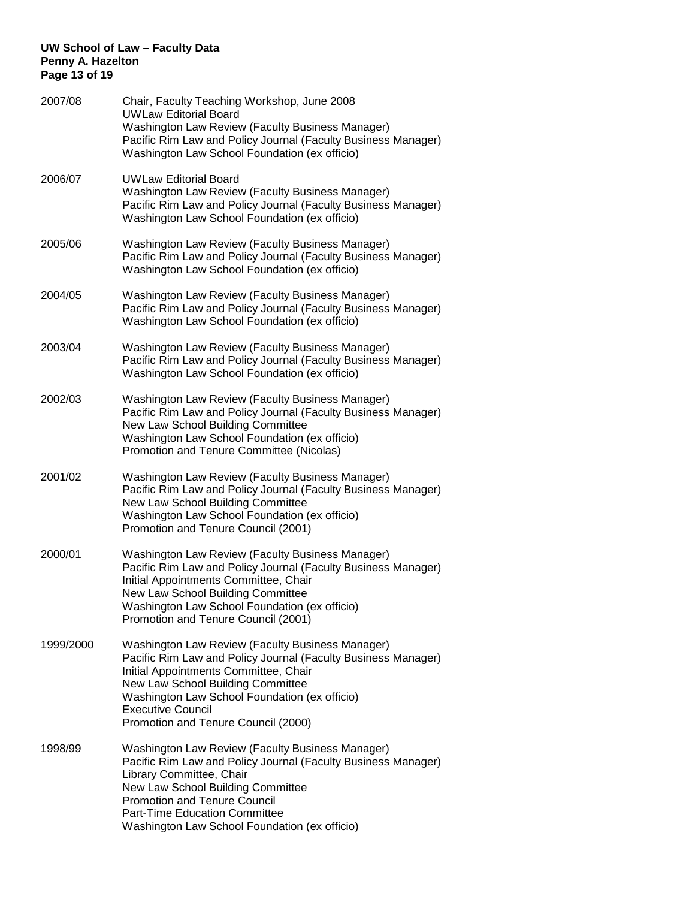**2007/08**
- Chair, Faculty Teaching Workshop, June 2008
- UWLaw Editorial Board
- Washington Law Review (Faculty Business Manager)
- Pacific Rim Law and Policy Journal (Faculty Business Manager)
- Washington Law School Foundation (ex officio)

**2006/07**
- UWLaw Editorial Board
- Washington Law Review (Faculty Business Manager)
- Pacific Rim Law and Policy Journal (Faculty Business Manager)
- Washington Law School Foundation (ex officio)

**2005/06**
- Washington Law Review (Faculty Business Manager)
- Pacific Rim Law and Policy Journal (Faculty Business Manager)
- Washington Law School Foundation (ex officio)

**2004/05**
- Washington Law Review (Faculty Business Manager)
- Pacific Rim Law and Policy Journal (Faculty Business Manager)
- Washington Law School Foundation (ex officio)

**2003/04**
- Washington Law Review (Faculty Business Manager)
- Pacific Rim Law and Policy Journal (Faculty Business Manager)
- Washington Law School Foundation (ex officio)

**2002/03**
- Washington Law Review (Faculty Business Manager)
- Pacific Rim Law and Policy Journal (Faculty Business Manager)
- New Law School Building Committee
- Washington Law School Foundation (ex officio)
- Promotion and Tenure Committee (Nicolas)

**2001/02**
- Washington Law Review (Faculty Business Manager)
- Pacific Rim Law and Policy Journal (Faculty Business Manager)
- New Law School Building Committee
- Washington Law School Foundation (ex officio)
- Promotion and Tenure Council (2001)

**2000/01**
- Washington Law Review (Faculty Business Manager)
- Pacific Rim Law and Policy Journal (Faculty Business Manager)
- Initial Appointments Committee, Chair
- New Law School Building Committee
- Washington Law School Foundation (ex officio)
- Promotion and Tenure Council (2001)

**1999/2000**
- Washington Law Review (Faculty Business Manager)
- Pacific Rim Law and Policy Journal (Faculty Business Manager)
- Initial Appointments Committee, Chair
- New Law School Building Committee
- Washington Law School Foundation (ex officio)
- Executive Council
- Promotion and Tenure Council (2000)

**1998/99**
- Washington Law Review (Faculty Business Manager)
- Pacific Rim Law and Policy Journal (Faculty Business Manager)
- Library Committee, Chair
- New Law School Building Committee
- Promotion and Tenure Council
- Part-Time Education Committee
- Washington Law School Foundation (ex officio)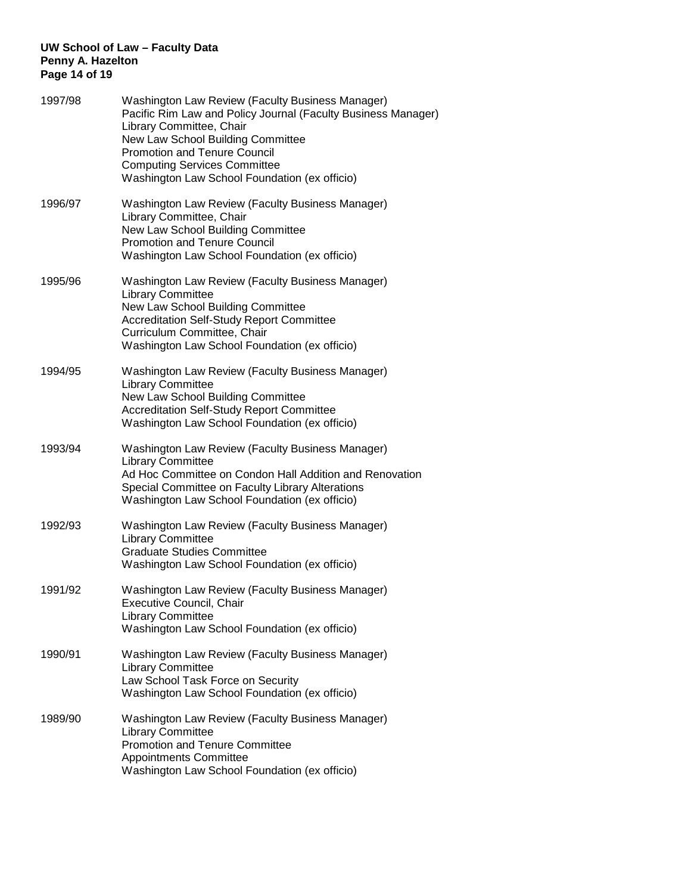1997/98
- Washington Law Review (Faculty Business Manager)
- Pacific Rim Law and Policy Journal (Faculty Business Manager)
- Library Committee, Chair
- New Law School Building Committee
- Promotion and Tenure Council
- Computing Services Committee
- Washington Law School Foundation (ex officio)

1996/97
- Washington Law Review (Faculty Business Manager)
- Library Committee, Chair
- New Law School Building Committee
- Promotion and Tenure Council
- Washington Law School Foundation (ex officio)

1995/96
- Washington Law Review (Faculty Business Manager)
- Library Committee
- New Law School Building Committee
- Accreditation Self-Study Report Committee
- Curriculum Committee, Chair
- Washington Law School Foundation (ex officio)

1994/95
- Washington Law Review (Faculty Business Manager)
- Library Committee
- New Law School Building Committee
- Accreditation Self-Study Report Committee
- Washington Law School Foundation (ex officio)

1993/94
- Washington Law Review (Faculty Business Manager)
- Library Committee
- Ad Hoc Committee on Condon Hall Addition and Renovation
- Special Committee on Faculty Library Alterations
- Washington Law School Foundation (ex officio)

1992/93
- Washington Law Review (Faculty Business Manager)
- Library Committee
- Graduate Studies Committee
- Washington Law School Foundation (ex officio)

1991/92
- Washington Law Review (Faculty Business Manager)
- Executive Council, Chair
- Library Committee
- Washington Law School Foundation (ex officio)

1990/91
- Washington Law Review (Faculty Business Manager)
- Library Committee
- Law School Task Force on Security
- Washington Law School Foundation (ex officio)

1989/90
- Washington Law Review (Faculty Business Manager)
- Library Committee
- Promotion and Tenure Committee
- Appointments Committee
- Washington Law School Foundation (ex officio)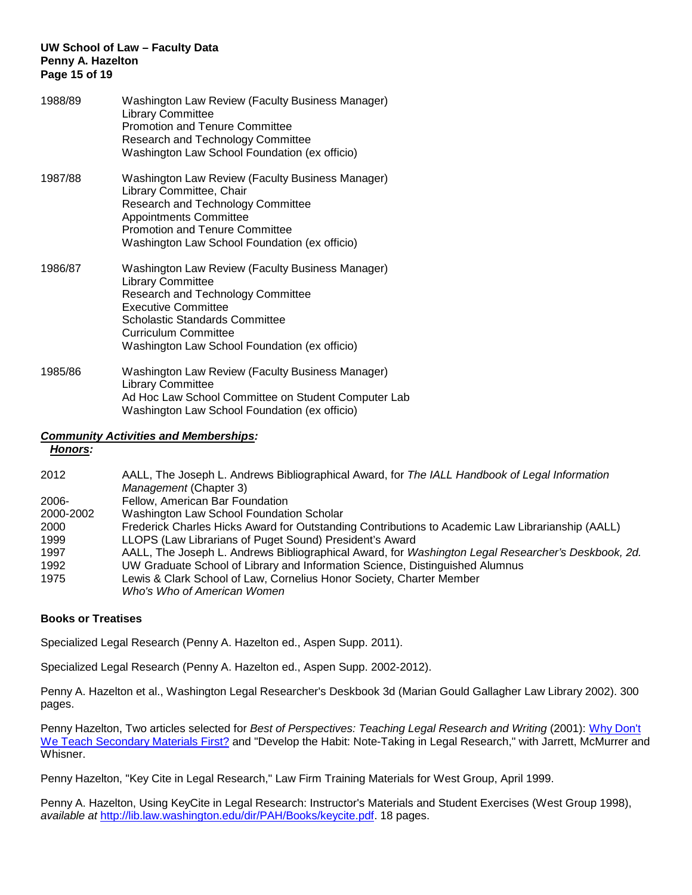| | |
|---|---|
| 1988/89 | Washington Law Review (Faculty Business Manager)<br>Library Committee<br>Promotion and Tenure Committee<br>Research and Technology Committee<br>Washington Law School Foundation (ex officio) |
| 1987/88 | Washington Law Review (Faculty Business Manager)<br>Library Committee, Chair<br>Research and Technology Committee<br>Appointments Committee<br>Promotion and Tenure Committee<br>Washington Law School Foundation (ex officio) |
| 1986/87 | Washington Law Review (Faculty Business Manager)<br>Library Committee<br>Research and Technology Committee<br>Executive Committee<br>Scholastic Standards Committee<br>Curriculum Committee<br>Washington Law School Foundation (ex officio) |
| 1985/86 | Washington Law Review (Faculty Business Manager)<br>Library Committee<br>Ad Hoc Law School Committee on Student Computer Lab<br>Washington Law School Foundation (ex officio) |

***Community Activities and Memberships:***

***Honors:***

| | |
|---|---|
| 2012 | AALL, The Joseph L. Andrews Bibliographical Award, for *The IALL Handbook of Legal Information Management* (Chapter 3) |
| 2006- | Fellow, American Bar Foundation |
| 2000-2002 | Washington Law School Foundation Scholar |
| 2000 | Frederick Charles Hicks Award for Outstanding Contributions to Academic Law Librarianship (AALL) |
| 1999 | LLOPS (Law Librarians of Puget Sound) President's Award |
| 1997 | AALL, The Joseph L. Andrews Bibliographical Award, for *Washington Legal Researcher's Deskbook, 2d.* |
| 1992 | UW Graduate School of Library and Information Science, Distinguished Alumnus |
| 1975 | Lewis & Clark School of Law, Cornelius Honor Society, Charter Member |
| | *Who's Who of American Women* |

**Books or Treatises**

Specialized Legal Research (Penny A. Hazelton ed., Aspen Supp. 2011).

Specialized Legal Research (Penny A. Hazelton ed., Aspen Supp. 2002-2012).

Penny A. Hazelton et al., Washington Legal Researcher's Deskbook 3d (Marian Gould Gallagher Law Library 2002). 300 pages.

Penny Hazelton, Two articles selected for *Best of Perspectives: Teaching Legal Research and Writing* (2001): Why Don't We Teach Secondary Materials First? and "Develop the Habit: Note-Taking in Legal Research," with Jarrett, McMurrer and Whisner.

Penny Hazelton, "Key Cite in Legal Research," Law Firm Training Materials for West Group, April 1999.

Penny A. Hazelton, Using KeyCite in Legal Research: Instructor's Materials and Student Exercises (West Group 1998), *available at* http://lib.law.washington.edu/dir/PAH/Books/keycite.pdf. 18 pages.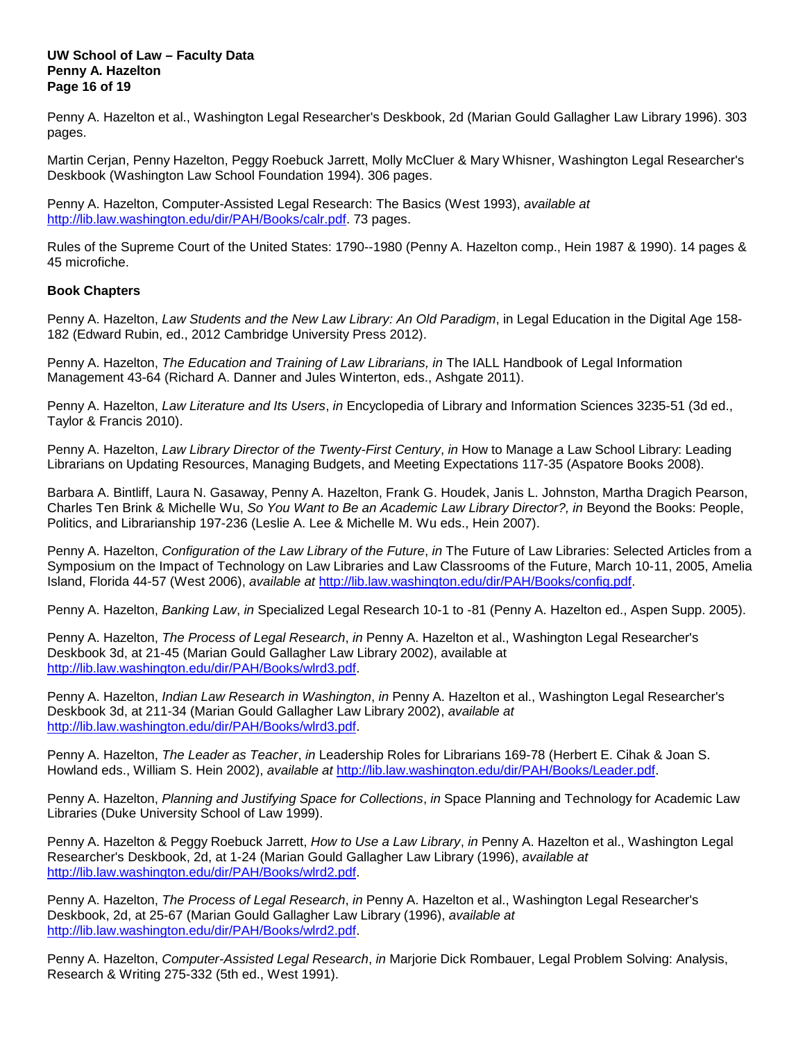Penny A. Hazelton et al., Washington Legal Researcher's Deskbook, 2d (Marian Gould Gallagher Law Library 1996). 303 pages.

Martin Cerjan, Penny Hazelton, Peggy Roebuck Jarrett, Molly McCluer & Mary Whisner, Washington Legal Researcher's Deskbook (Washington Law School Foundation 1994). 306 pages.

Penny A. Hazelton, Computer-Assisted Legal Research: The Basics (West 1993), *available at* http://lib.law.washington.edu/dir/PAH/Books/calr.pdf. 73 pages.

Rules of the Supreme Court of the United States: 1790--1980 (Penny A. Hazelton comp., Hein 1987 & 1990). 14 pages & 45 microfiche.

**Book Chapters**

Penny A. Hazelton, *Law Students and the New Law Library: An Old Paradigm*, in Legal Education in the Digital Age 158-182 (Edward Rubin, ed., 2012 Cambridge University Press 2012).

Penny A. Hazelton, *The Education and Training of Law Librarians, in* The IALL Handbook of Legal Information Management 43-64 (Richard A. Danner and Jules Winterton, eds., Ashgate 2011).

Penny A. Hazelton, *Law Literature and Its Users*, *in* Encyclopedia of Library and Information Sciences 3235-51 (3d ed., Taylor & Francis 2010).

Penny A. Hazelton, *Law Library Director of the Twenty-First Century*, *in* How to Manage a Law School Library: Leading Librarians on Updating Resources, Managing Budgets, and Meeting Expectations 117-35 (Aspatore Books 2008).

Barbara A. Bintliff, Laura N. Gasaway, Penny A. Hazelton, Frank G. Houdek, Janis L. Johnston, Martha Dragich Pearson, Charles Ten Brink & Michelle Wu, *So You Want to Be an Academic Law Library Director?, in* Beyond the Books: People, Politics, and Librarianship 197-236 (Leslie A. Lee & Michelle M. Wu eds., Hein 2007).

Penny A. Hazelton, *Configuration of the Law Library of the Future*, *in* The Future of Law Libraries: Selected Articles from a Symposium on the Impact of Technology on Law Libraries and Law Classrooms of the Future, March 10-11, 2005, Amelia Island, Florida 44-57 (West 2006), *available at* http://lib.law.washington.edu/dir/PAH/Books/config.pdf.

Penny A. Hazelton, *Banking Law*, *in* Specialized Legal Research 10-1 to -81 (Penny A. Hazelton ed., Aspen Supp. 2005).

Penny A. Hazelton, *The Process of Legal Research*, *in* Penny A. Hazelton et al., Washington Legal Researcher's Deskbook 3d, at 21-45 (Marian Gould Gallagher Law Library 2002), available at http://lib.law.washington.edu/dir/PAH/Books/wlrd3.pdf.

Penny A. Hazelton, *Indian Law Research in Washington*, *in* Penny A. Hazelton et al., Washington Legal Researcher's Deskbook 3d, at 211-34 (Marian Gould Gallagher Law Library 2002), *available at* http://lib.law.washington.edu/dir/PAH/Books/wlrd3.pdf.

Penny A. Hazelton, *The Leader as Teacher*, *in* Leadership Roles for Librarians 169-78 (Herbert E. Cihak & Joan S. Howland eds., William S. Hein 2002), *available at* http://lib.law.washington.edu/dir/PAH/Books/Leader.pdf.

Penny A. Hazelton, *Planning and Justifying Space for Collections*, *in* Space Planning and Technology for Academic Law Libraries (Duke University School of Law 1999).

Penny A. Hazelton & Peggy Roebuck Jarrett, *How to Use a Law Library*, *in* Penny A. Hazelton et al., Washington Legal Researcher's Deskbook, 2d, at 1-24 (Marian Gould Gallagher Law Library (1996), *available at* http://lib.law.washington.edu/dir/PAH/Books/wlrd2.pdf.

Penny A. Hazelton, *The Process of Legal Research*, *in* Penny A. Hazelton et al., Washington Legal Researcher's Deskbook, 2d, at 25-67 (Marian Gould Gallagher Law Library (1996), *available at* http://lib.law.washington.edu/dir/PAH/Books/wlrd2.pdf.

Penny A. Hazelton, *Computer-Assisted Legal Research*, *in* Marjorie Dick Rombauer, Legal Problem Solving: Analysis, Research & Writing 275-332 (5th ed., West 1991).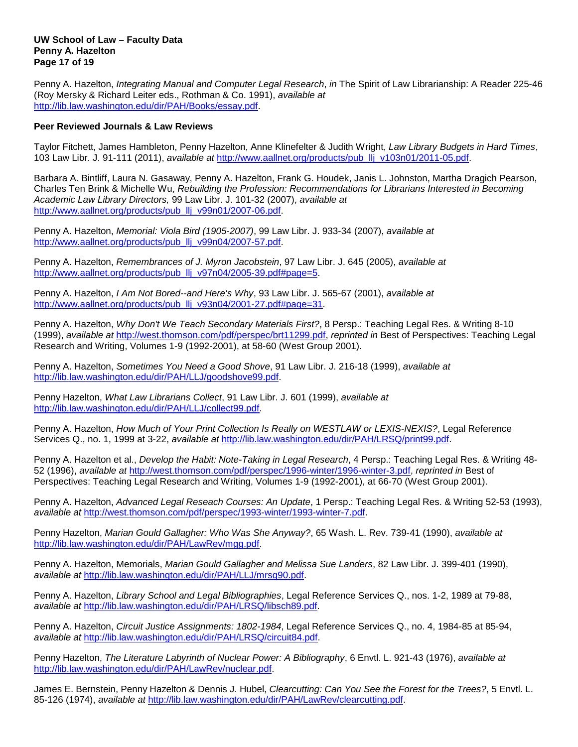Penny A. Hazelton, *Integrating Manual and Computer Legal Research*, *in* The Spirit of Law Librarianship: A Reader 225-46 (Roy Mersky & Richard Leiter eds., Rothman & Co. 1991), *available at* http://lib.law.washington.edu/dir/PAH/Books/essay.pdf.

**Peer Reviewed Journals & Law Reviews**

Taylor Fitchett, James Hambleton, Penny Hazelton, Anne Klinefelter & Judith Wright, *Law Library Budgets in Hard Times*, 103 Law Libr. J. 91-111 (2011), *available at* http://www.aallnet.org/products/pub_llj_v103n01/2011-05.pdf.

Barbara A. Bintliff, Laura N. Gasaway, Penny A. Hazelton, Frank G. Houdek, Janis L. Johnston, Martha Dragich Pearson, Charles Ten Brink & Michelle Wu, *Rebuilding the Profession: Recommendations for Librarians Interested in Becoming Academic Law Library Directors,* 99 Law Libr. J. 101-32 (2007), *available at* http://www.aallnet.org/products/pub_llj_v99n01/2007-06.pdf.

Penny A. Hazelton, *Memorial: Viola Bird (1905-2007)*, 99 Law Libr. J. 933-34 (2007), *available at* http://www.aallnet.org/products/pub_llj_v99n04/2007-57.pdf.

Penny A. Hazelton, *Remembrances of J. Myron Jacobstein*, 97 Law Libr. J. 645 (2005), *available at* http://www.aallnet.org/products/pub_llj_v97n04/2005-39.pdf#page=5.

Penny A. Hazelton, *I Am Not Bored--and Here's Why*, 93 Law Libr. J. 565-67 (2001), *available at* http://www.aallnet.org/products/pub_llj_v93n04/2001-27.pdf#page=31.

Penny A. Hazelton, *Why Don't We Teach Secondary Materials First?*, 8 Persp.: Teaching Legal Res. & Writing 8-10 (1999), *available at* http://west.thomson.com/pdf/perspec/brt11299.pdf, *reprinted in* Best of Perspectives: Teaching Legal Research and Writing, Volumes 1-9 (1992-2001), at 58-60 (West Group 2001).

Penny A. Hazelton, *Sometimes You Need a Good Shove*, 91 Law Libr. J. 216-18 (1999), *available at* http://lib.law.washington.edu/dir/PAH/LLJ/goodshove99.pdf.

Penny Hazelton, *What Law Librarians Collect*, 91 Law Libr. J. 601 (1999), *available at* http://lib.law.washington.edu/dir/PAH/LLJ/collect99.pdf.

Penny A. Hazelton, *How Much of Your Print Collection Is Really on WESTLAW or LEXIS-NEXIS?*, Legal Reference Services Q., no. 1, 1999 at 3-22, *available at* http://lib.law.washington.edu/dir/PAH/LRSQ/print99.pdf.

Penny A. Hazelton et al., *Develop the Habit: Note-Taking in Legal Research*, 4 Persp.: Teaching Legal Res. & Writing 48-52 (1996), *available at* http://west.thomson.com/pdf/perspec/1996-winter/1996-winter-3.pdf, *reprinted in* Best of Perspectives: Teaching Legal Research and Writing, Volumes 1-9 (1992-2001), at 66-70 (West Group 2001).

Penny A. Hazelton, *Advanced Legal Reseach Courses: An Update*, 1 Persp.: Teaching Legal Res. & Writing 52-53 (1993), *available at* http://west.thomson.com/pdf/perspec/1993-winter/1993-winter-7.pdf.

Penny Hazelton, *Marian Gould Gallagher: Who Was She Anyway?*, 65 Wash. L. Rev. 739-41 (1990), *available at* http://lib.law.washington.edu/dir/PAH/LawRev/mgg.pdf.

Penny A. Hazelton, Memorials, *Marian Gould Gallagher and Melissa Sue Landers*, 82 Law Libr. J. 399-401 (1990), *available at* http://lib.law.washington.edu/dir/PAH/LLJ/mrsg90.pdf.

Penny A. Hazelton, *Library School and Legal Bibliographies*, Legal Reference Services Q., nos. 1-2, 1989 at 79-88, *available at* http://lib.law.washington.edu/dir/PAH/LRSQ/libsch89.pdf.

Penny A. Hazelton, *Circuit Justice Assignments: 1802-1984*, Legal Reference Services Q., no. 4, 1984-85 at 85-94, *available at* http://lib.law.washington.edu/dir/PAH/LRSQ/circuit84.pdf.

Penny Hazelton, *The Literature Labyrinth of Nuclear Power: A Bibliography*, 6 Envtl. L. 921-43 (1976), *available at* http://lib.law.washington.edu/dir/PAH/LawRev/nuclear.pdf.

James E. Bernstein, Penny Hazelton & Dennis J. Hubel, *Clearcutting: Can You See the Forest for the Trees?*, 5 Envtl. L. 85-126 (1974), *available at* http://lib.law.washington.edu/dir/PAH/LawRev/clearcutting.pdf.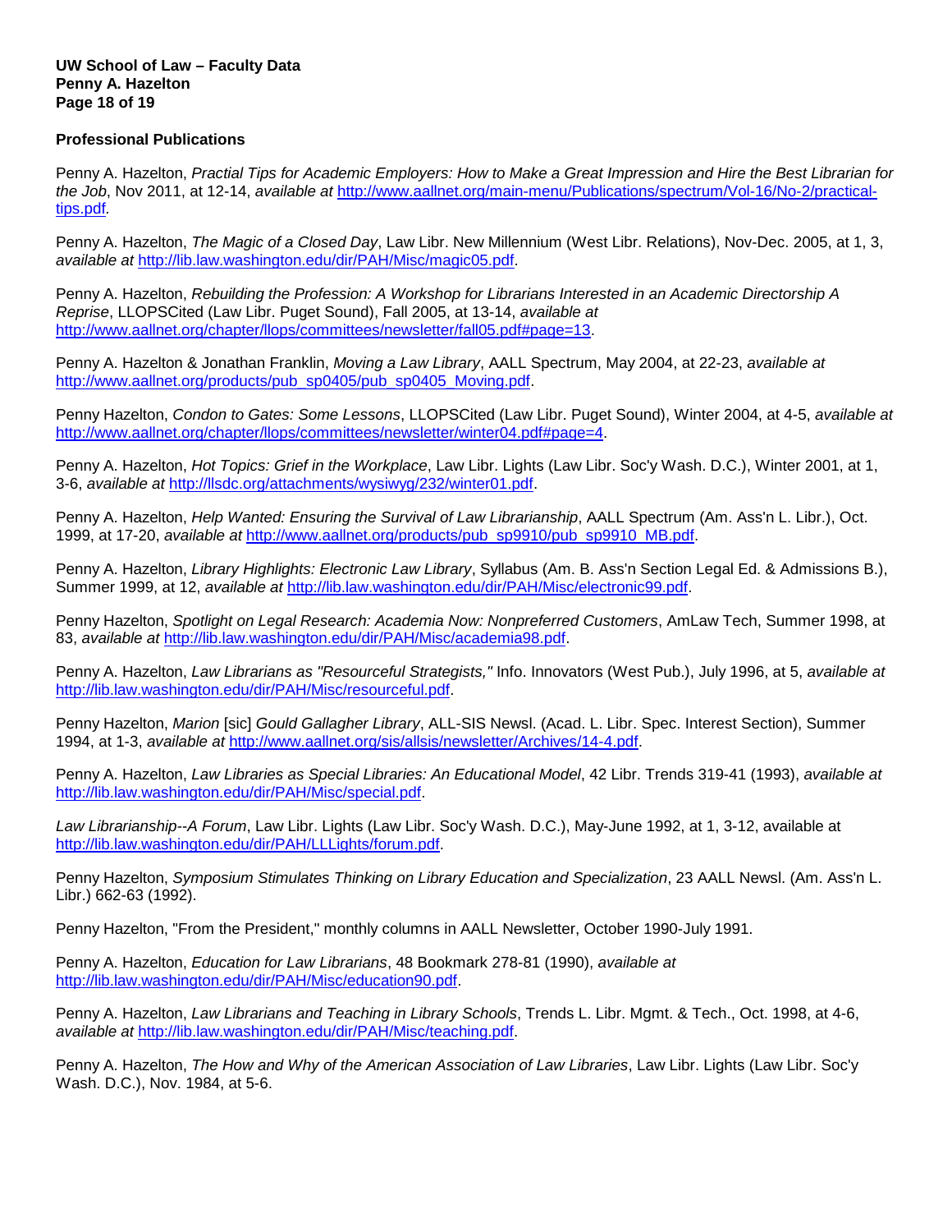**Professional Publications**

Penny A. Hazelton, *Practial Tips for Academic Employers: How to Make a Great Impression and Hire the Best Librarian for the Job*, Nov 2011, at 12-14, *available at* http://www.aallnet.org/main-menu/Publications/spectrum/Vol-16/No-2/practical-tips.pdf*.*

Penny A. Hazelton, *The Magic of a Closed Day*, Law Libr. New Millennium (West Libr. Relations), Nov-Dec. 2005, at 1, 3, *available at* http://lib.law.washington.edu/dir/PAH/Misc/magic05.pdf.

Penny A. Hazelton, *Rebuilding the Profession: A Workshop for Librarians Interested in an Academic Directorship A Reprise*, LLOPSCited (Law Libr. Puget Sound), Fall 2005, at 13-14, *available at* http://www.aallnet.org/chapter/llops/committees/newsletter/fall05.pdf#page=13.

Penny A. Hazelton & Jonathan Franklin, *Moving a Law Library*, AALL Spectrum, May 2004, at 22-23, *available at* http://www.aallnet.org/products/pub_sp0405/pub_sp0405_Moving.pdf.

Penny Hazelton, *Condon to Gates: Some Lessons*, LLOPSCited (Law Libr. Puget Sound), Winter 2004, at 4-5, *available at* http://www.aallnet.org/chapter/llops/committees/newsletter/winter04.pdf#page=4.

Penny A. Hazelton, *Hot Topics: Grief in the Workplace*, Law Libr. Lights (Law Libr. Soc'y Wash. D.C.), Winter 2001, at 1, 3-6, *available at* http://llsdc.org/attachments/wysiwyg/232/winter01.pdf.

Penny A. Hazelton, *Help Wanted: Ensuring the Survival of Law Librarianship*, AALL Spectrum (Am. Ass'n L. Libr.), Oct. 1999, at 17-20, *available at* http://www.aallnet.org/products/pub_sp9910/pub_sp9910_MB.pdf.

Penny A. Hazelton, *Library Highlights: Electronic Law Library*, Syllabus (Am. B. Ass'n Section Legal Ed. & Admissions B.), Summer 1999, at 12, *available at* http://lib.law.washington.edu/dir/PAH/Misc/electronic99.pdf.

Penny Hazelton, *Spotlight on Legal Research: Academia Now: Nonpreferred Customers*, AmLaw Tech, Summer 1998, at 83, *available at* http://lib.law.washington.edu/dir/PAH/Misc/academia98.pdf.

Penny A. Hazelton, *Law Librarians as "Resourceful Strategists,"* Info. Innovators (West Pub.), July 1996, at 5, *available at* http://lib.law.washington.edu/dir/PAH/Misc/resourceful.pdf.

Penny Hazelton, *Marion* [sic] *Gould Gallagher Library*, ALL-SIS Newsl. (Acad. L. Libr. Spec. Interest Section), Summer 1994, at 1-3, *available at* http://www.aallnet.org/sis/allsis/newsletter/Archives/14-4.pdf.

Penny A. Hazelton, *Law Libraries as Special Libraries: An Educational Model*, 42 Libr. Trends 319-41 (1993), *available at* http://lib.law.washington.edu/dir/PAH/Misc/special.pdf.

*Law Librarianship--A Forum*, Law Libr. Lights (Law Libr. Soc'y Wash. D.C.), May-June 1992, at 1, 3-12, available at http://lib.law.washington.edu/dir/PAH/LLLights/forum.pdf.

Penny Hazelton, *Symposium Stimulates Thinking on Library Education and Specialization*, 23 AALL Newsl. (Am. Ass'n L. Libr.) 662-63 (1992).

Penny Hazelton, "From the President," monthly columns in AALL Newsletter, October 1990-July 1991.

Penny A. Hazelton, *Education for Law Librarians*, 48 Bookmark 278-81 (1990), *available at* http://lib.law.washington.edu/dir/PAH/Misc/education90.pdf.

Penny A. Hazelton, *Law Librarians and Teaching in Library Schools*, Trends L. Libr. Mgmt. & Tech., Oct. 1998, at 4-6, *available at* http://lib.law.washington.edu/dir/PAH/Misc/teaching.pdf.

Penny A. Hazelton, *The How and Why of the American Association of Law Libraries*, Law Libr. Lights (Law Libr. Soc'y Wash. D.C.), Nov. 1984, at 5-6.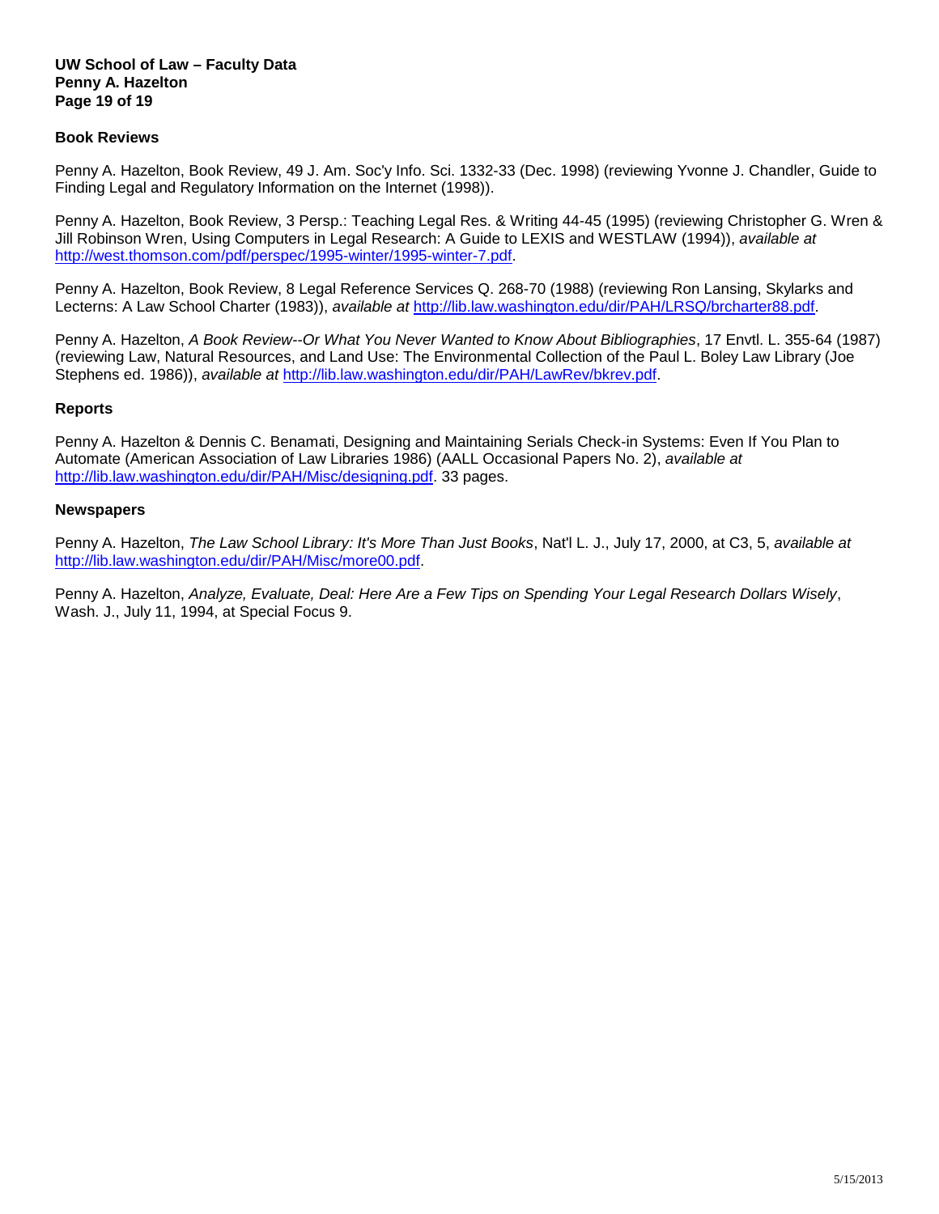### Book Reviews

Penny A. Hazelton, Book Review, 49 J. Am. Soc'y Info. Sci. 1332-33 (Dec. 1998) (reviewing Yvonne J. Chandler, Guide to Finding Legal and Regulatory Information on the Internet (1998)).

Penny A. Hazelton, Book Review, 3 Persp.: Teaching Legal Res. & Writing 44-45 (1995) (reviewing Christopher G. Wren & Jill Robinson Wren, Using Computers in Legal Research: A Guide to LEXIS and WESTLAW (1994)), *available at* http://west.thomson.com/pdf/perspec/1995-winter/1995-winter-7.pdf.

Penny A. Hazelton, Book Review, 8 Legal Reference Services Q. 268-70 (1988) (reviewing Ron Lansing, Skylarks and Lecterns: A Law School Charter (1983)), *available at* http://lib.law.washington.edu/dir/PAH/LRSQ/brcharter88.pdf.

Penny A. Hazelton, *A Book Review--Or What You Never Wanted to Know About Bibliographies*, 17 Envtl. L. 355-64 (1987) (reviewing Law, Natural Resources, and Land Use: The Environmental Collection of the Paul L. Boley Law Library (Joe Stephens ed. 1986)), *available at* http://lib.law.washington.edu/dir/PAH/LawRev/bkrev.pdf.

### Reports

Penny A. Hazelton & Dennis C. Benamati, Designing and Maintaining Serials Check-in Systems: Even If You Plan to Automate (American Association of Law Libraries 1986) (AALL Occasional Papers No. 2), *available at* http://lib.law.washington.edu/dir/PAH/Misc/designing.pdf. 33 pages.

### Newspapers

Penny A. Hazelton, *The Law School Library: It's More Than Just Books*, Nat'l L. J., July 17, 2000, at C3, 5, *available at* http://lib.law.washington.edu/dir/PAH/Misc/more00.pdf.

Penny A. Hazelton, *Analyze, Evaluate, Deal: Here Are a Few Tips on Spending Your Legal Research Dollars Wisely*, Wash. J., July 11, 1994, at Special Focus 9.